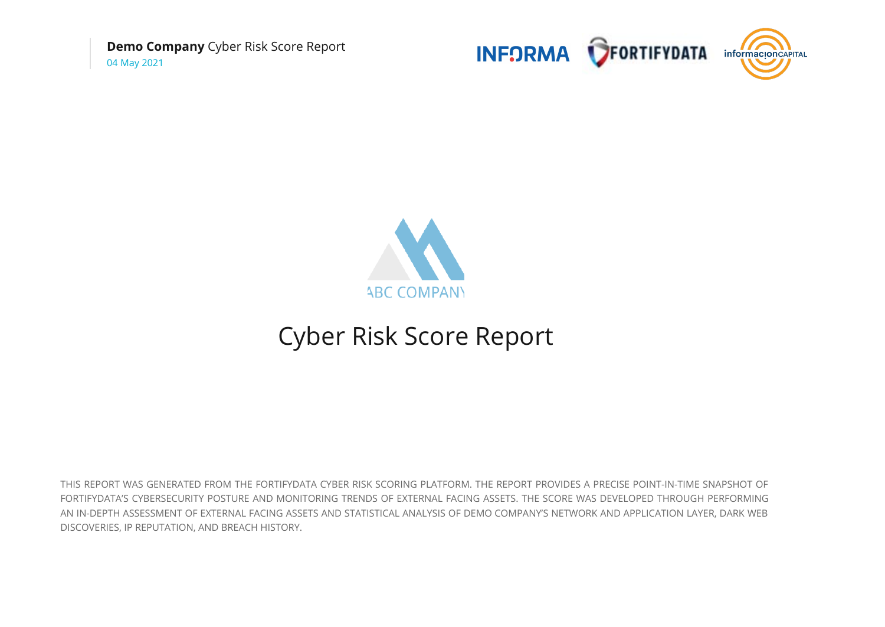**Demo Company** Cyber Risk Score Report
04 May 2021

ABC COMPANY

# Cyber Risk Score Report

THIS REPORT WAS GENERATED FROM THE FORTIFYDATA CYBER RISK SCORING PLATFORM. THE REPORT PROVIDES A PRECISE POINT-IN-TIME SNAPSHOT OF FORTIFYDATA'S CYBERSECURITY POSTURE AND MONITORING TRENDS OF EXTERNAL FACING ASSETS. THE SCORE WAS DEVELOPED THROUGH PERFORMING AN IN-DEPTH ASSESSMENT OF EXTERNAL FACING ASSETS AND STATISTICAL ANALYSIS OF DEMO COMPANY'S NETWORK AND APPLICATION LAYER, DARK WEB DISCOVERIES, IP REPUTATION, AND BREACH HISTORY.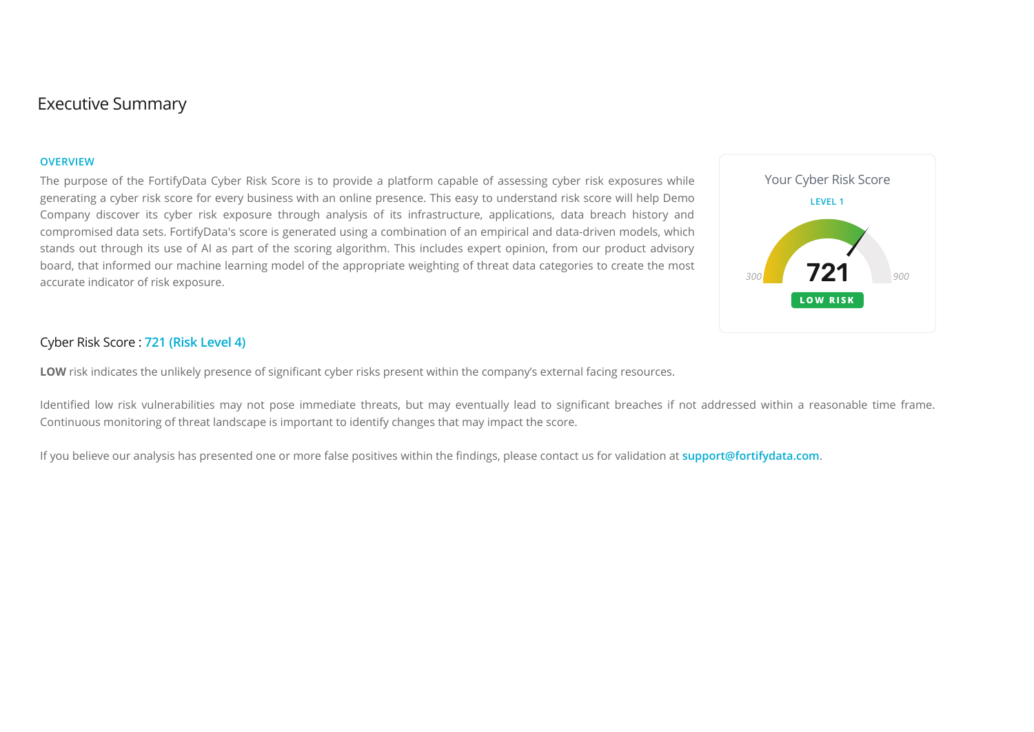# Executive Summary

**OVERVIEW**

The purpose of the FortifyData Cyber Risk Score is to provide a platform capable of assessing cyber risk exposures while generating a cyber risk score for every business with an online presence. This easy to understand risk score will help Demo Company discover its cyber risk exposure through analysis of its infrastructure, applications, data breach history and compromised data sets. FortifyData's score is generated using a combination of an empirical and data-driven models, which stands out through its use of AI as part of the scoring algorithm. This includes expert opinion, from our product advisory board, that informed our machine learning model of the appropriate weighting of threat data categories to create the most accurate indicator of risk exposure.

Your Cyber Risk Score

LEVEL 1

300 — 721 — 900

LOW RISK

## Cyber Risk Score : 721 (Risk Level 4)

**LOW** risk indicates the unlikely presence of significant cyber risks present within the company's external facing resources.

Identified low risk vulnerabilities may not pose immediate threats, but may eventually lead to significant breaches if not addressed within a reasonable time frame. Continuous monitoring of threat landscape is important to identify changes that may impact the score.

If you believe our analysis has presented one or more false positives within the findings, please contact us for validation at **support@fortifydata.com**.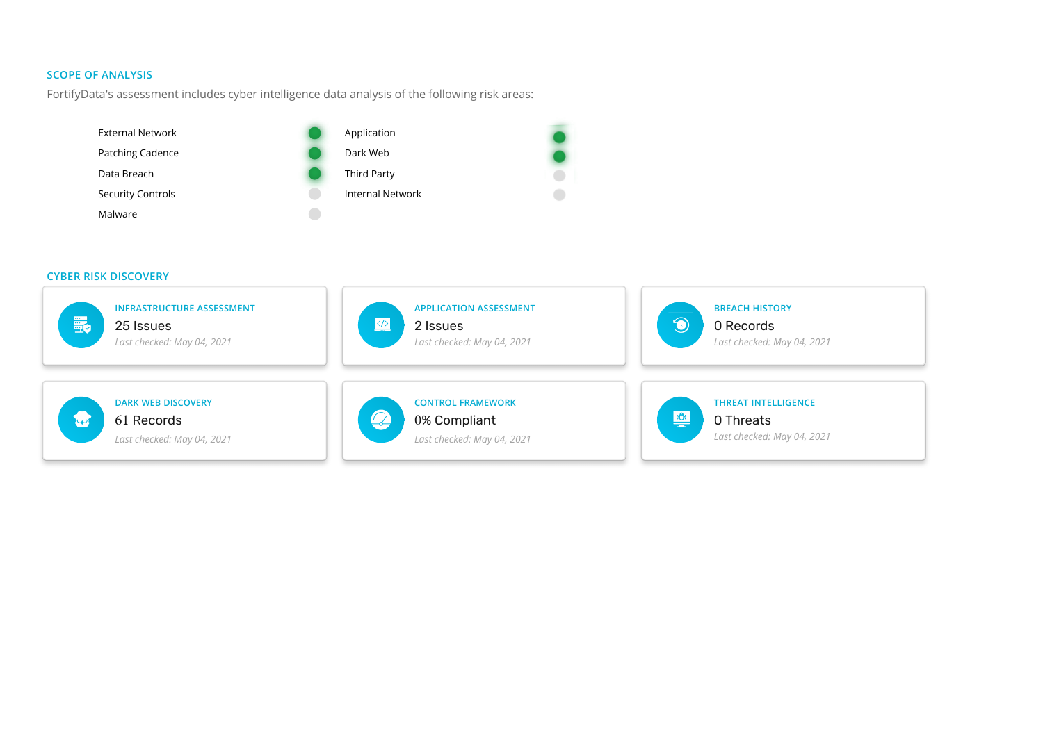## SCOPE OF ANALYSIS

FortifyData's assessment includes cyber intelligence data analysis of the following risk areas:

| Risk Area | Included | Risk Area | Included |
|---|---|---|---|
| External Network | ● | Application | ● |
| Patching Cadence | ● | Dark Web | ● |
| Data Breach | ● | Third Party | ○ |
| Security Controls | ○ | Internal Network | ○ |
| Malware | ○ | | |

## CYBER RISK DISCOVERY

**INFRASTRUCTURE ASSESSMENT**
25 Issues
*Last checked: May 04, 2021*

**APPLICATION ASSESSMENT**
2 Issues
*Last checked: May 04, 2021*

**BREACH HISTORY**
0 Records
*Last checked: May 04, 2021*

**DARK WEB DISCOVERY**
61 Records
*Last checked: May 04, 2021*

**CONTROL FRAMEWORK**
0% Compliant
*Last checked: May 04, 2021*

**THREAT INTELLIGENCE**
0 Threats
*Last checked: May 04, 2021*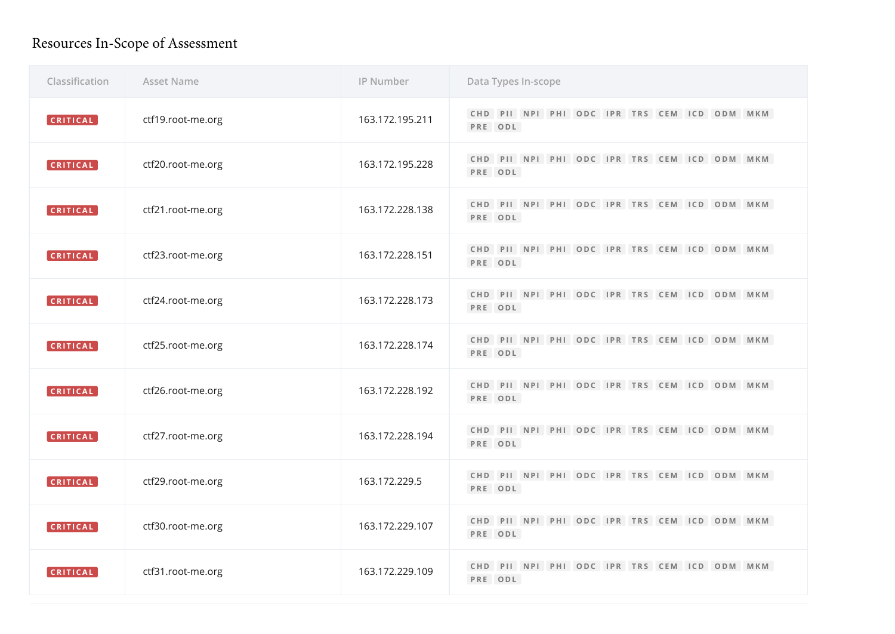## Resources In-Scope of Assessment

| Classification | Asset Name | IP Number | Data Types In-scope |
|---|---|---|---|
| CRITICAL | ctf19.root-me.org | 163.172.195.211 | CHD PII NPI PHI ODC IPR TRS CEM ICD ODM MKM PRE ODL |
| CRITICAL | ctf20.root-me.org | 163.172.195.228 | CHD PII NPI PHI ODC IPR TRS CEM ICD ODM MKM PRE ODL |
| CRITICAL | ctf21.root-me.org | 163.172.228.138 | CHD PII NPI PHI ODC IPR TRS CEM ICD ODM MKM PRE ODL |
| CRITICAL | ctf23.root-me.org | 163.172.228.151 | CHD PII NPI PHI ODC IPR TRS CEM ICD ODM MKM PRE ODL |
| CRITICAL | ctf24.root-me.org | 163.172.228.173 | CHD PII NPI PHI ODC IPR TRS CEM ICD ODM MKM PRE ODL |
| CRITICAL | ctf25.root-me.org | 163.172.228.174 | CHD PII NPI PHI ODC IPR TRS CEM ICD ODM MKM PRE ODL |
| CRITICAL | ctf26.root-me.org | 163.172.228.192 | CHD PII NPI PHI ODC IPR TRS CEM ICD ODM MKM PRE ODL |
| CRITICAL | ctf27.root-me.org | 163.172.228.194 | CHD PII NPI PHI ODC IPR TRS CEM ICD ODM MKM PRE ODL |
| CRITICAL | ctf29.root-me.org | 163.172.229.5 | CHD PII NPI PHI ODC IPR TRS CEM ICD ODM MKM PRE ODL |
| CRITICAL | ctf30.root-me.org | 163.172.229.107 | CHD PII NPI PHI ODC IPR TRS CEM ICD ODM MKM PRE ODL |
| CRITICAL | ctf31.root-me.org | 163.172.229.109 | CHD PII NPI PHI ODC IPR TRS CEM ICD ODM MKM PRE ODL |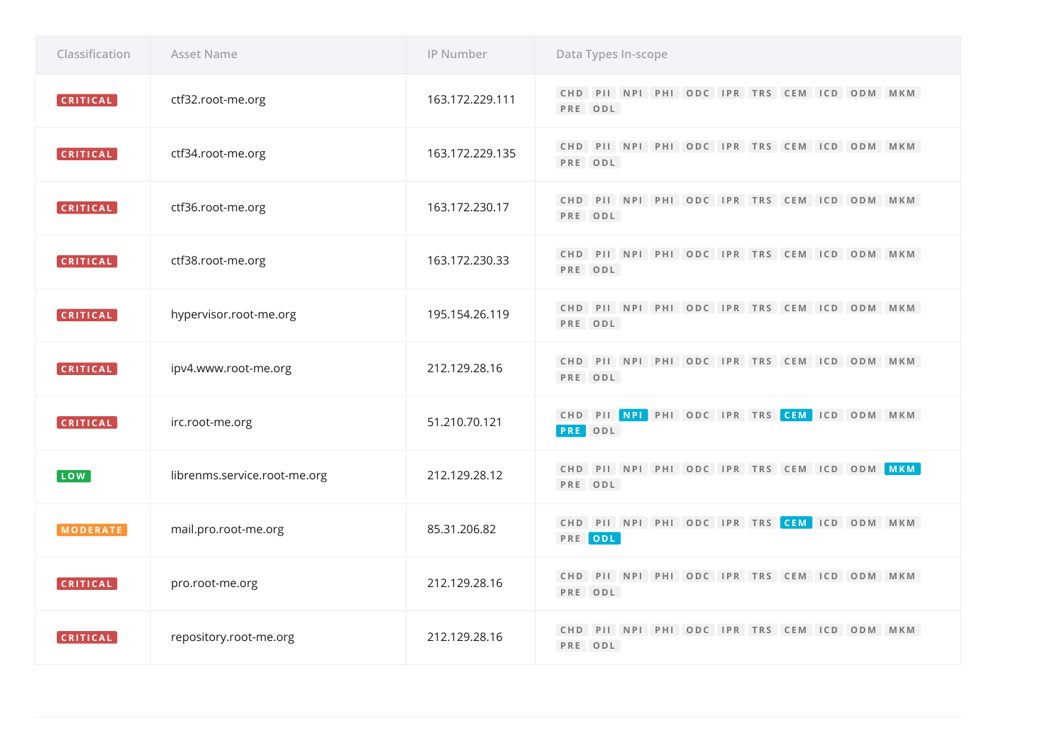| Classification | Asset Name | IP Number | Data Types In-scope |
| --- | --- | --- | --- |
| CRITICAL | ctf32.root-me.org | 163.172.229.111 | CHD PII NPI PHI ODC IPR TRS CEM ICD ODM MKM PRE ODL |
| CRITICAL | ctf34.root-me.org | 163.172.229.135 | CHD PII NPI PHI ODC IPR TRS CEM ICD ODM MKM PRE ODL |
| CRITICAL | ctf36.root-me.org | 163.172.230.17 | CHD PII NPI PHI ODC IPR TRS CEM ICD ODM MKM PRE ODL |
| CRITICAL | ctf38.root-me.org | 163.172.230.33 | CHD PII NPI PHI ODC IPR TRS CEM ICD ODM MKM PRE ODL |
| CRITICAL | hypervisor.root-me.org | 195.154.26.119 | CHD PII NPI PHI ODC IPR TRS CEM ICD ODM MKM PRE ODL |
| CRITICAL | ipv4.www.root-me.org | 212.129.28.16 | CHD PII NPI PHI ODC IPR TRS CEM ICD ODM MKM PRE ODL |
| CRITICAL | irc.root-me.org | 51.210.70.121 | CHD PII **NPI** PHI ODC IPR TRS **CEM** ICD ODM MKM **PRE** ODL |
| LOW | librenms.service.root-me.org | 212.129.28.12 | CHD PII NPI PHI ODC IPR TRS CEM ICD ODM **MKM** PRE ODL |
| MODERATE | mail.pro.root-me.org | 85.31.206.82 | CHD PII NPI PHI ODC IPR TRS **CEM** ICD ODM MKM PRE **ODL** |
| CRITICAL | pro.root-me.org | 212.129.28.16 | CHD PII NPI PHI ODC IPR TRS CEM ICD ODM MKM PRE ODL |
| CRITICAL | repository.root-me.org | 212.129.28.16 | CHD PII NPI PHI ODC IPR TRS CEM ICD ODM MKM PRE ODL |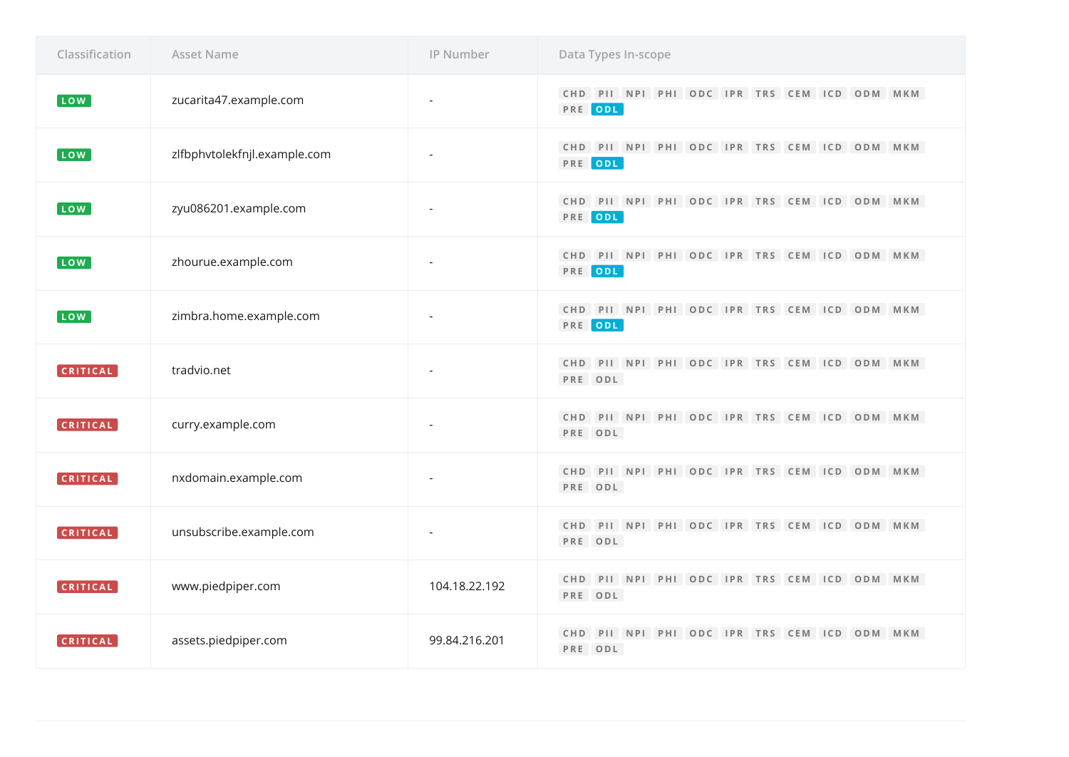| Classification | Asset Name | IP Number | Data Types In-scope |
| --- | --- | --- | --- |
| LOW | zucarita47.example.com | - | CHD PII NPI PHI ODC IPR TRS CEM ICD ODM MKM PRE ODL |
| LOW | zlfbphvtolekfnjl.example.com | - | CHD PII NPI PHI ODC IPR TRS CEM ICD ODM MKM PRE ODL |
| LOW | zyu086201.example.com | - | CHD PII NPI PHI ODC IPR TRS CEM ICD ODM MKM PRE ODL |
| LOW | zhourue.example.com | - | CHD PII NPI PHI ODC IPR TRS CEM ICD ODM MKM PRE ODL |
| LOW | zimbra.home.example.com | - | CHD PII NPI PHI ODC IPR TRS CEM ICD ODM MKM PRE ODL |
| CRITICAL | tradvio.net | - | CHD PII NPI PHI ODC IPR TRS CEM ICD ODM MKM PRE ODL |
| CRITICAL | curry.example.com | - | CHD PII NPI PHI ODC IPR TRS CEM ICD ODM MKM PRE ODL |
| CRITICAL | nxdomain.example.com | - | CHD PII NPI PHI ODC IPR TRS CEM ICD ODM MKM PRE ODL |
| CRITICAL | unsubscribe.example.com | - | CHD PII NPI PHI ODC IPR TRS CEM ICD ODM MKM PRE ODL |
| CRITICAL | www.piedpiper.com | 104.18.22.192 | CHD PII NPI PHI ODC IPR TRS CEM ICD ODM MKM PRE ODL |
| CRITICAL | assets.piedpiper.com | 99.84.216.201 | CHD PII NPI PHI ODC IPR TRS CEM ICD ODM MKM PRE ODL |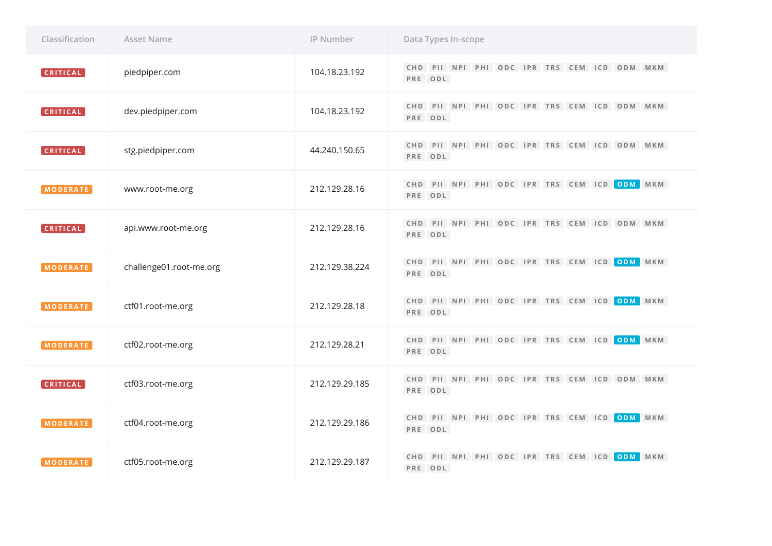| Classification | Asset Name | IP Number | Data Types In-scope |
|---|---|---|---|
| CRITICAL | piedpiper.com | 104.18.23.192 | CHD PII NPI PHI ODC IPR TRS CEM ICD ODM MKM PRE ODL |
| CRITICAL | dev.piedpiper.com | 104.18.23.192 | CHD PII NPI PHI ODC IPR TRS CEM ICD ODM MKM PRE ODL |
| CRITICAL | stg.piedpiper.com | 44.240.150.65 | CHD PII NPI PHI ODC IPR TRS CEM ICD ODM MKM PRE ODL |
| MODERATE | www.root-me.org | 212.129.28.16 | CHD PII NPI PHI ODC IPR TRS CEM ICD **ODM** MKM PRE ODL |
| CRITICAL | api.www.root-me.org | 212.129.28.16 | CHD PII NPI PHI ODC IPR TRS CEM ICD ODM MKM PRE ODL |
| MODERATE | challenge01.root-me.org | 212.129.38.224 | CHD PII NPI PHI ODC IPR TRS CEM ICD **ODM** MKM PRE ODL |
| MODERATE | ctf01.root-me.org | 212.129.28.18 | CHD PII NPI PHI ODC IPR TRS CEM ICD **ODM** MKM PRE ODL |
| MODERATE | ctf02.root-me.org | 212.129.28.21 | CHD PII NPI PHI ODC IPR TRS CEM ICD **ODM** MKM PRE ODL |
| CRITICAL | ctf03.root-me.org | 212.129.29.185 | CHD PII NPI PHI ODC IPR TRS CEM ICD ODM MKM PRE ODL |
| MODERATE | ctf04.root-me.org | 212.129.29.186 | CHD PII NPI PHI ODC IPR TRS CEM ICD **ODM** MKM PRE ODL |
| MODERATE | ctf05.root-me.org | 212.129.29.187 | CHD PII NPI PHI ODC IPR TRS CEM ICD **ODM** MKM PRE ODL |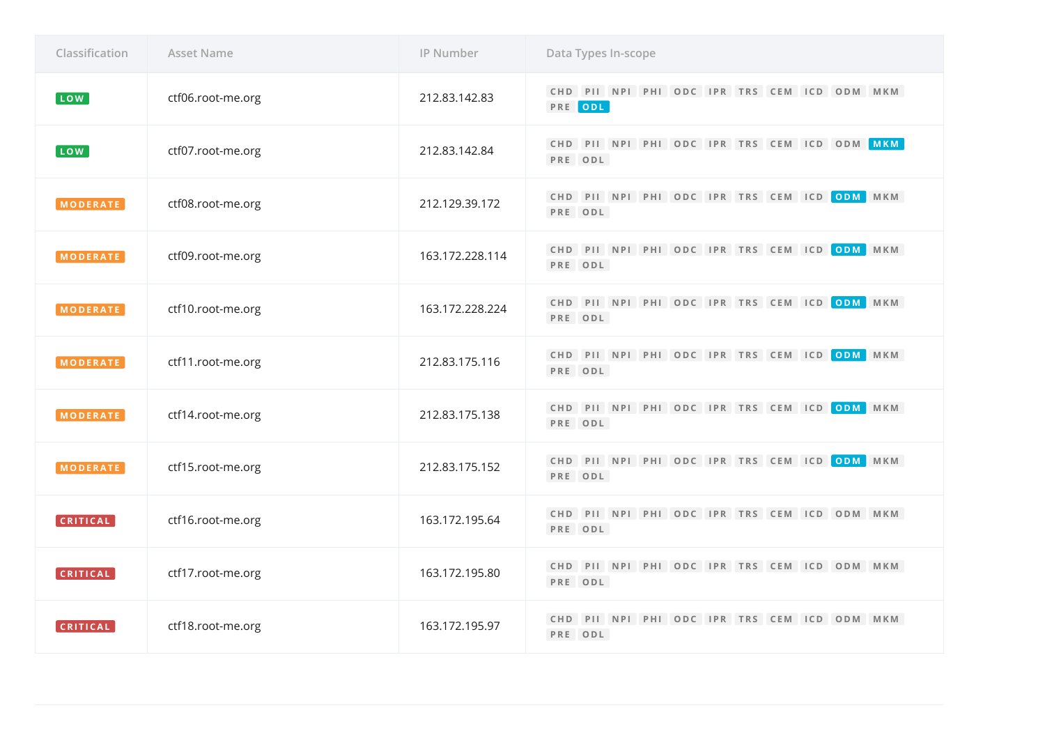| Classification | Asset Name | IP Number | Data Types In-scope |
| --- | --- | --- | --- |
| LOW | ctf06.root-me.org | 212.83.142.83 | CHD PII NPI PHI ODC IPR TRS CEM ICD ODM MKM PRE **ODL** |
| LOW | ctf07.root-me.org | 212.83.142.84 | CHD PII NPI PHI ODC IPR TRS CEM ICD ODM **MKM** PRE ODL |
| MODERATE | ctf08.root-me.org | 212.129.39.172 | CHD PII NPI PHI ODC IPR TRS CEM ICD **ODM** MKM PRE ODL |
| MODERATE | ctf09.root-me.org | 163.172.228.114 | CHD PII NPI PHI ODC IPR TRS CEM ICD **ODM** MKM PRE ODL |
| MODERATE | ctf10.root-me.org | 163.172.228.224 | CHD PII NPI PHI ODC IPR TRS CEM ICD **ODM** MKM PRE ODL |
| MODERATE | ctf11.root-me.org | 212.83.175.116 | CHD PII NPI PHI ODC IPR TRS CEM ICD **ODM** MKM PRE ODL |
| MODERATE | ctf14.root-me.org | 212.83.175.138 | CHD PII NPI PHI ODC IPR TRS CEM ICD **ODM** MKM PRE ODL |
| MODERATE | ctf15.root-me.org | 212.83.175.152 | CHD PII NPI PHI ODC IPR TRS CEM ICD **ODM** MKM PRE ODL |
| CRITICAL | ctf16.root-me.org | 163.172.195.64 | CHD PII NPI PHI ODC IPR TRS CEM ICD ODM MKM PRE ODL |
| CRITICAL | ctf17.root-me.org | 163.172.195.80 | CHD PII NPI PHI ODC IPR TRS CEM ICD ODM MKM PRE ODL |
| CRITICAL | ctf18.root-me.org | 163.172.195.97 | CHD PII NPI PHI ODC IPR TRS CEM ICD ODM MKM PRE ODL |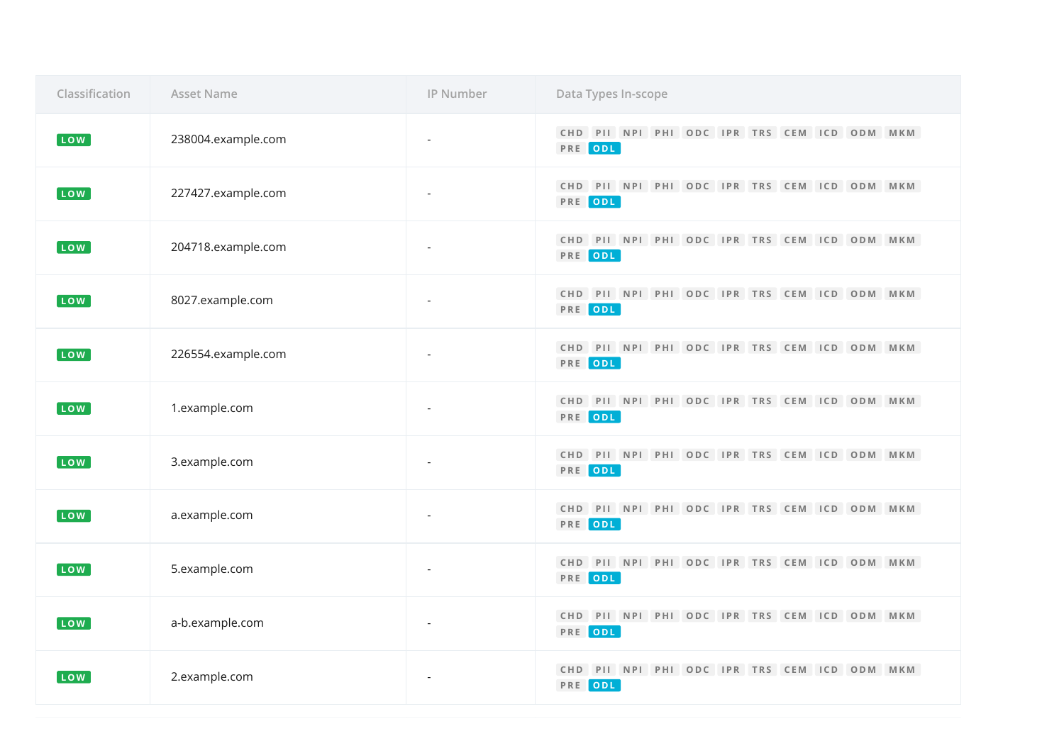| Classification | Asset Name | IP Number | Data Types In-scope |
| --- | --- | --- | --- |
| LOW | 238004.example.com | - | CHD PII NPI PHI ODC IPR TRS CEM ICD ODM MKM PRE ODL |
| LOW | 227427.example.com | - | CHD PII NPI PHI ODC IPR TRS CEM ICD ODM MKM PRE ODL |
| LOW | 204718.example.com | - | CHD PII NPI PHI ODC IPR TRS CEM ICD ODM MKM PRE ODL |
| LOW | 8027.example.com | - | CHD PII NPI PHI ODC IPR TRS CEM ICD ODM MKM PRE ODL |
| LOW | 226554.example.com | - | CHD PII NPI PHI ODC IPR TRS CEM ICD ODM MKM PRE ODL |
| LOW | 1.example.com | - | CHD PII NPI PHI ODC IPR TRS CEM ICD ODM MKM PRE ODL |
| LOW | 3.example.com | - | CHD PII NPI PHI ODC IPR TRS CEM ICD ODM MKM PRE ODL |
| LOW | a.example.com | - | CHD PII NPI PHI ODC IPR TRS CEM ICD ODM MKM PRE ODL |
| LOW | 5.example.com | - | CHD PII NPI PHI ODC IPR TRS CEM ICD ODM MKM PRE ODL |
| LOW | a-b.example.com | - | CHD PII NPI PHI ODC IPR TRS CEM ICD ODM MKM PRE ODL |
| LOW | 2.example.com | - | CHD PII NPI PHI ODC IPR TRS CEM ICD ODM MKM PRE ODL |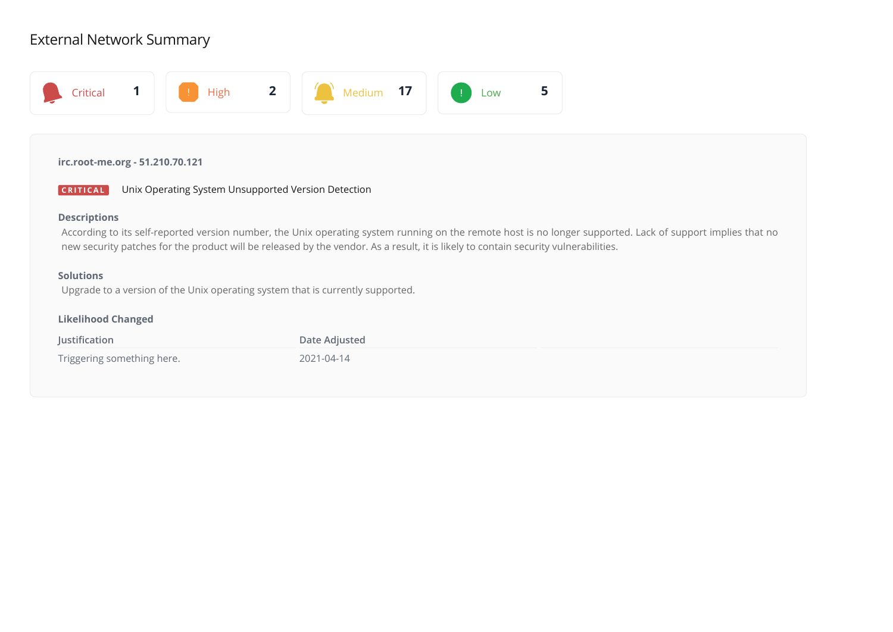## External Network Summary

| Critical | High | Medium | Low |
|---|---|---|---|
| 1 | 2 | 17 | 5 |

**irc.root-me.org - 51.210.70.121**

**CRITICAL** Unix Operating System Unsupported Version Detection

**Descriptions**

According to its self-reported version number, the Unix operating system running on the remote host is no longer supported. Lack of support implies that no new security patches for the product will be released by the vendor. As a result, it is likely to contain security vulnerabilities.

**Solutions**

Upgrade to a version of the Unix operating system that is currently supported.

**Likelihood Changed**

| Justification | Date Adjusted | |
|---|---|---|
| Triggering something here. | 2021-04-14 | |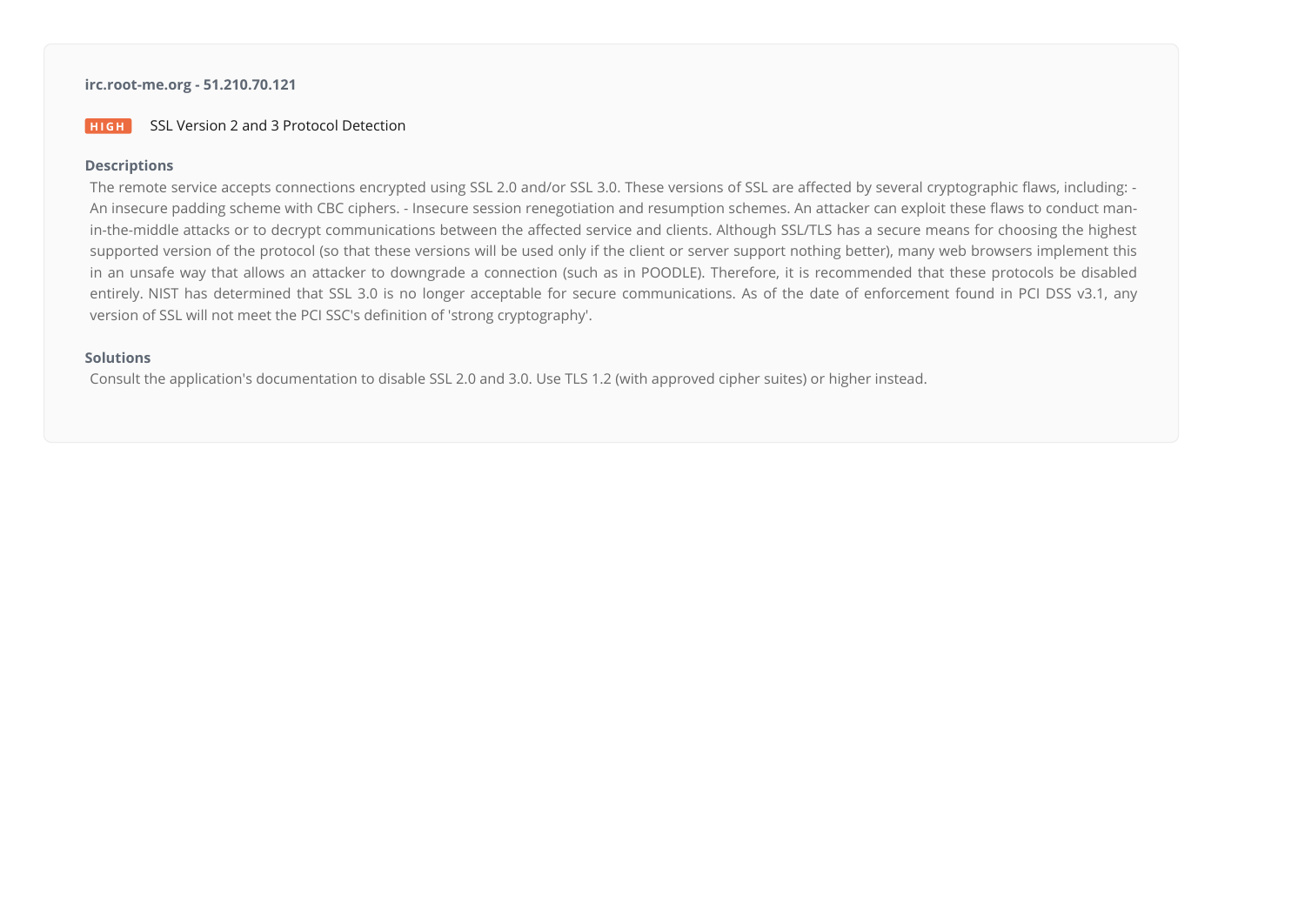**irc.root-me.org - 51.210.70.121**

**HIGH** SSL Version 2 and 3 Protocol Detection

**Descriptions**

The remote service accepts connections encrypted using SSL 2.0 and/or SSL 3.0. These versions of SSL are affected by several cryptographic flaws, including: - An insecure padding scheme with CBC ciphers. - Insecure session renegotiation and resumption schemes. An attacker can exploit these flaws to conduct man-in-the-middle attacks or to decrypt communications between the affected service and clients. Although SSL/TLS has a secure means for choosing the highest supported version of the protocol (so that these versions will be used only if the client or server support nothing better), many web browsers implement this in an unsafe way that allows an attacker to downgrade a connection (such as in POODLE). Therefore, it is recommended that these protocols be disabled entirely. NIST has determined that SSL 3.0 is no longer acceptable for secure communications. As of the date of enforcement found in PCI DSS v3.1, any version of SSL will not meet the PCI SSC's definition of 'strong cryptography'.

**Solutions**

Consult the application's documentation to disable SSL 2.0 and 3.0. Use TLS 1.2 (with approved cipher suites) or higher instead.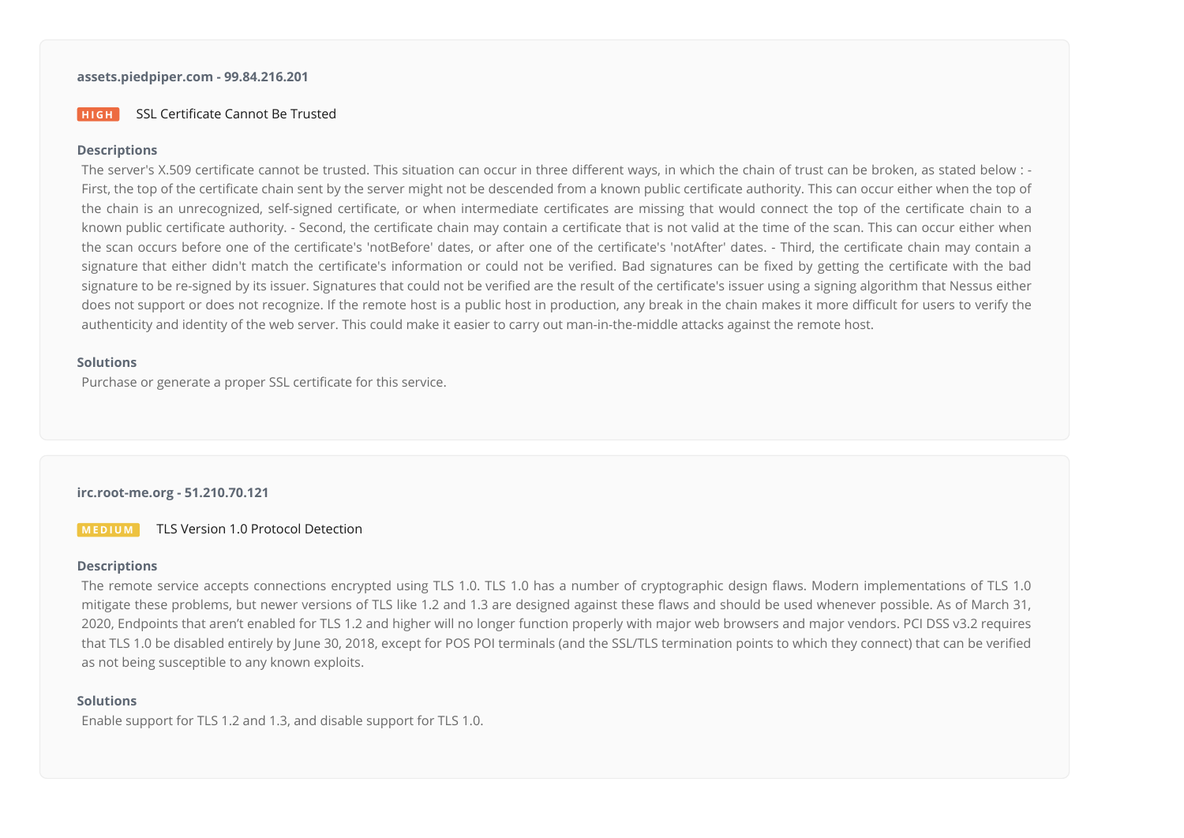**assets.piedpiper.com - 99.84.216.201**

**HIGH** SSL Certificate Cannot Be Trusted

**Descriptions**

The server's X.509 certificate cannot be trusted. This situation can occur in three different ways, in which the chain of trust can be broken, as stated below : - First, the top of the certificate chain sent by the server might not be descended from a known public certificate authority. This can occur either when the top of the chain is an unrecognized, self-signed certificate, or when intermediate certificates are missing that would connect the top of the certificate chain to a known public certificate authority. - Second, the certificate chain may contain a certificate that is not valid at the time of the scan. This can occur either when the scan occurs before one of the certificate's 'notBefore' dates, or after one of the certificate's 'notAfter' dates. - Third, the certificate chain may contain a signature that either didn't match the certificate's information or could not be verified. Bad signatures can be fixed by getting the certificate with the bad signature to be re-signed by its issuer. Signatures that could not be verified are the result of the certificate's issuer using a signing algorithm that Nessus either does not support or does not recognize. If the remote host is a public host in production, any break in the chain makes it more difficult for users to verify the authenticity and identity of the web server. This could make it easier to carry out man-in-the-middle attacks against the remote host.

**Solutions**

Purchase or generate a proper SSL certificate for this service.

**irc.root-me.org - 51.210.70.121**

**MEDIUM** TLS Version 1.0 Protocol Detection

**Descriptions**

The remote service accepts connections encrypted using TLS 1.0. TLS 1.0 has a number of cryptographic design flaws. Modern implementations of TLS 1.0 mitigate these problems, but newer versions of TLS like 1.2 and 1.3 are designed against these flaws and should be used whenever possible. As of March 31, 2020, Endpoints that aren't enabled for TLS 1.2 and higher will no longer function properly with major web browsers and major vendors. PCI DSS v3.2 requires that TLS 1.0 be disabled entirely by June 30, 2018, except for POS POI terminals (and the SSL/TLS termination points to which they connect) that can be verified as not being susceptible to any known exploits.

**Solutions**

Enable support for TLS 1.2 and 1.3, and disable support for TLS 1.0.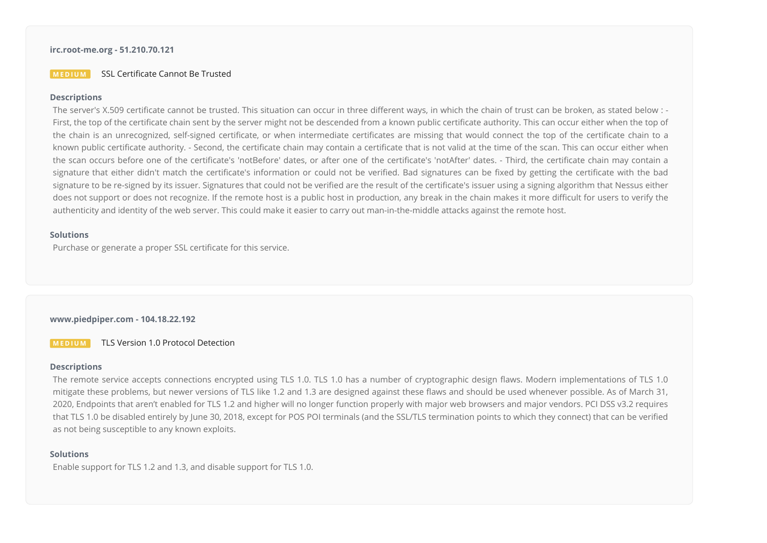**irc.root-me.org - 51.210.70.121**

**MEDIUM** SSL Certificate Cannot Be Trusted

**Descriptions**

The server's X.509 certificate cannot be trusted. This situation can occur in three different ways, in which the chain of trust can be broken, as stated below : - First, the top of the certificate chain sent by the server might not be descended from a known public certificate authority. This can occur either when the top of the chain is an unrecognized, self-signed certificate, or when intermediate certificates are missing that would connect the top of the certificate chain to a known public certificate authority. - Second, the certificate chain may contain a certificate that is not valid at the time of the scan. This can occur either when the scan occurs before one of the certificate's 'notBefore' dates, or after one of the certificate's 'notAfter' dates. - Third, the certificate chain may contain a signature that either didn't match the certificate's information or could not be verified. Bad signatures can be fixed by getting the certificate with the bad signature to be re-signed by its issuer. Signatures that could not be verified are the result of the certificate's issuer using a signing algorithm that Nessus either does not support or does not recognize. If the remote host is a public host in production, any break in the chain makes it more difficult for users to verify the authenticity and identity of the web server. This could make it easier to carry out man-in-the-middle attacks against the remote host.

**Solutions**

Purchase or generate a proper SSL certificate for this service.

**www.piedpiper.com - 104.18.22.192**

**MEDIUM** TLS Version 1.0 Protocol Detection

**Descriptions**

The remote service accepts connections encrypted using TLS 1.0. TLS 1.0 has a number of cryptographic design flaws. Modern implementations of TLS 1.0 mitigate these problems, but newer versions of TLS like 1.2 and 1.3 are designed against these flaws and should be used whenever possible. As of March 31, 2020, Endpoints that aren't enabled for TLS 1.2 and higher will no longer function properly with major web browsers and major vendors. PCI DSS v3.2 requires that TLS 1.0 be disabled entirely by June 30, 2018, except for POS POI terminals (and the SSL/TLS termination points to which they connect) that can be verified as not being susceptible to any known exploits.

**Solutions**

Enable support for TLS 1.2 and 1.3, and disable support for TLS 1.0.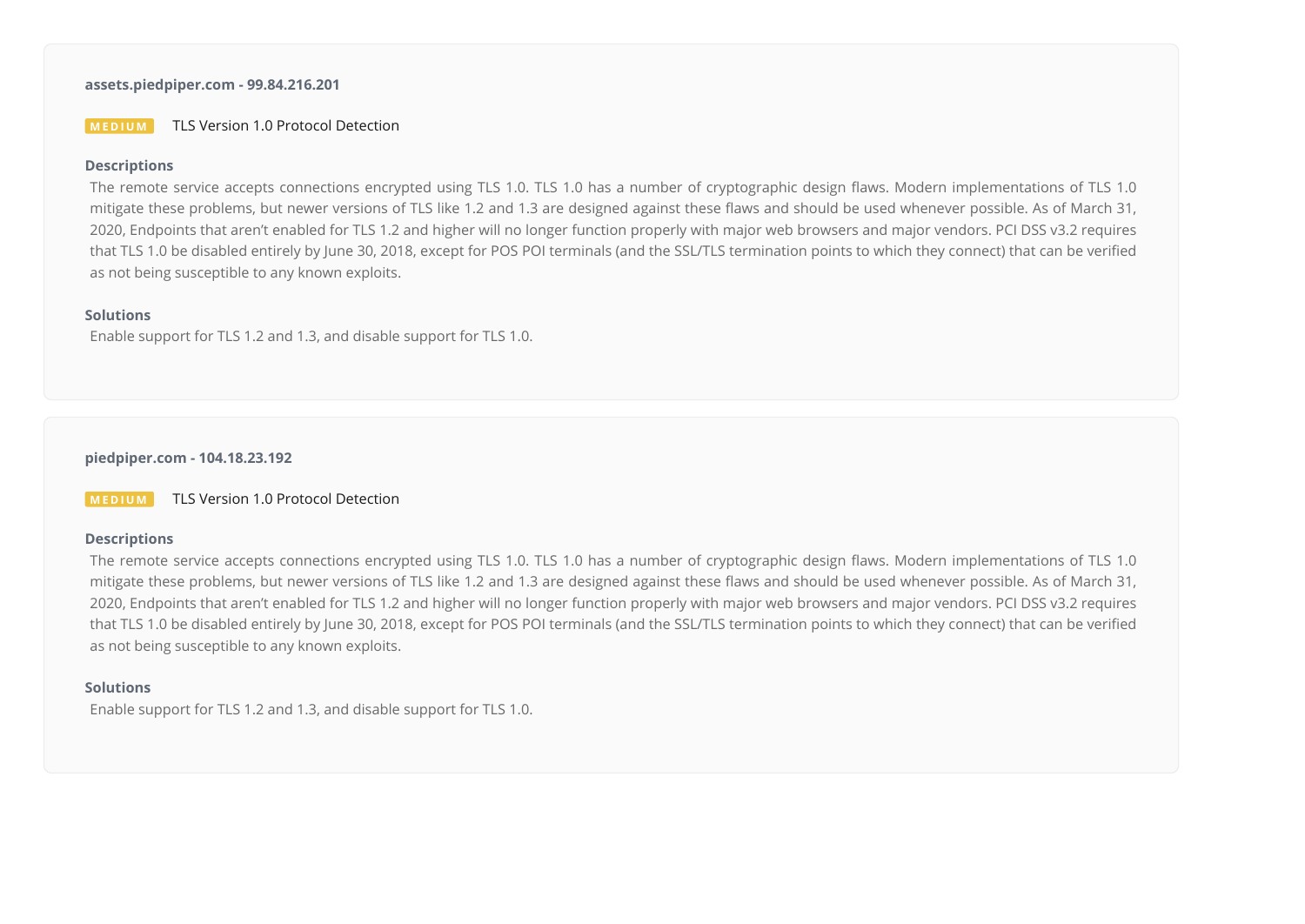**assets.piedpiper.com - 99.84.216.201**

**MEDIUM** TLS Version 1.0 Protocol Detection

**Descriptions**

The remote service accepts connections encrypted using TLS 1.0. TLS 1.0 has a number of cryptographic design flaws. Modern implementations of TLS 1.0 mitigate these problems, but newer versions of TLS like 1.2 and 1.3 are designed against these flaws and should be used whenever possible. As of March 31, 2020, Endpoints that aren't enabled for TLS 1.2 and higher will no longer function properly with major web browsers and major vendors. PCI DSS v3.2 requires that TLS 1.0 be disabled entirely by June 30, 2018, except for POS POI terminals (and the SSL/TLS termination points to which they connect) that can be verified as not being susceptible to any known exploits.

**Solutions**

Enable support for TLS 1.2 and 1.3, and disable support for TLS 1.0.

**piedpiper.com - 104.18.23.192**

**MEDIUM** TLS Version 1.0 Protocol Detection

**Descriptions**

The remote service accepts connections encrypted using TLS 1.0. TLS 1.0 has a number of cryptographic design flaws. Modern implementations of TLS 1.0 mitigate these problems, but newer versions of TLS like 1.2 and 1.3 are designed against these flaws and should be used whenever possible. As of March 31, 2020, Endpoints that aren't enabled for TLS 1.2 and higher will no longer function properly with major web browsers and major vendors. PCI DSS v3.2 requires that TLS 1.0 be disabled entirely by June 30, 2018, except for POS POI terminals (and the SSL/TLS termination points to which they connect) that can be verified as not being susceptible to any known exploits.

**Solutions**

Enable support for TLS 1.2 and 1.3, and disable support for TLS 1.0.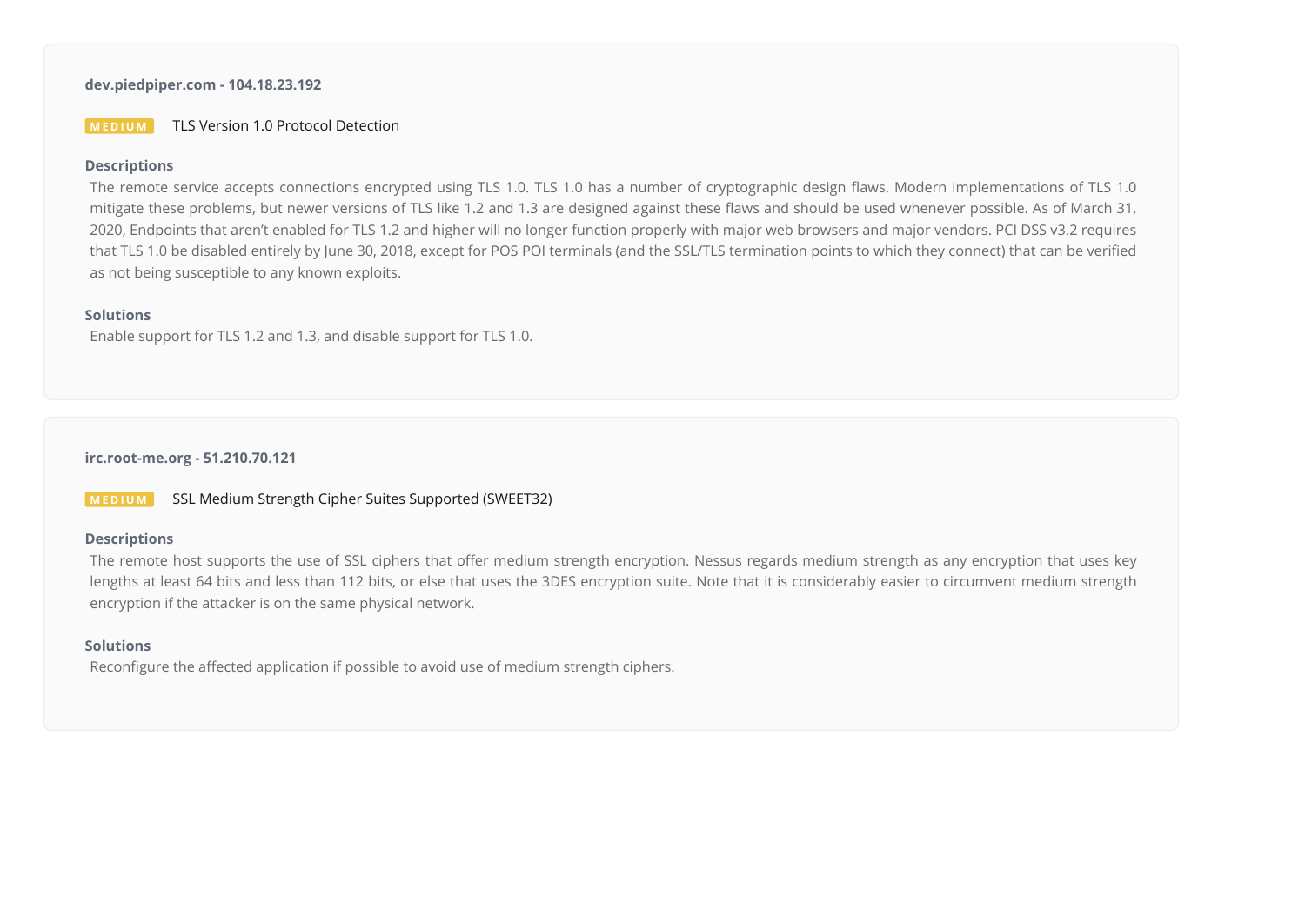**dev.piedpiper.com - 104.18.23.192**

**MEDIUM** TLS Version 1.0 Protocol Detection

**Descriptions**

The remote service accepts connections encrypted using TLS 1.0. TLS 1.0 has a number of cryptographic design flaws. Modern implementations of TLS 1.0 mitigate these problems, but newer versions of TLS like 1.2 and 1.3 are designed against these flaws and should be used whenever possible. As of March 31, 2020, Endpoints that aren't enabled for TLS 1.2 and higher will no longer function properly with major web browsers and major vendors. PCI DSS v3.2 requires that TLS 1.0 be disabled entirely by June 30, 2018, except for POS POI terminals (and the SSL/TLS termination points to which they connect) that can be verified as not being susceptible to any known exploits.

**Solutions**

Enable support for TLS 1.2 and 1.3, and disable support for TLS 1.0.

**irc.root-me.org - 51.210.70.121**

**MEDIUM** SSL Medium Strength Cipher Suites Supported (SWEET32)

**Descriptions**

The remote host supports the use of SSL ciphers that offer medium strength encryption. Nessus regards medium strength as any encryption that uses key lengths at least 64 bits and less than 112 bits, or else that uses the 3DES encryption suite. Note that it is considerably easier to circumvent medium strength encryption if the attacker is on the same physical network.

**Solutions**

Reconfigure the affected application if possible to avoid use of medium strength ciphers.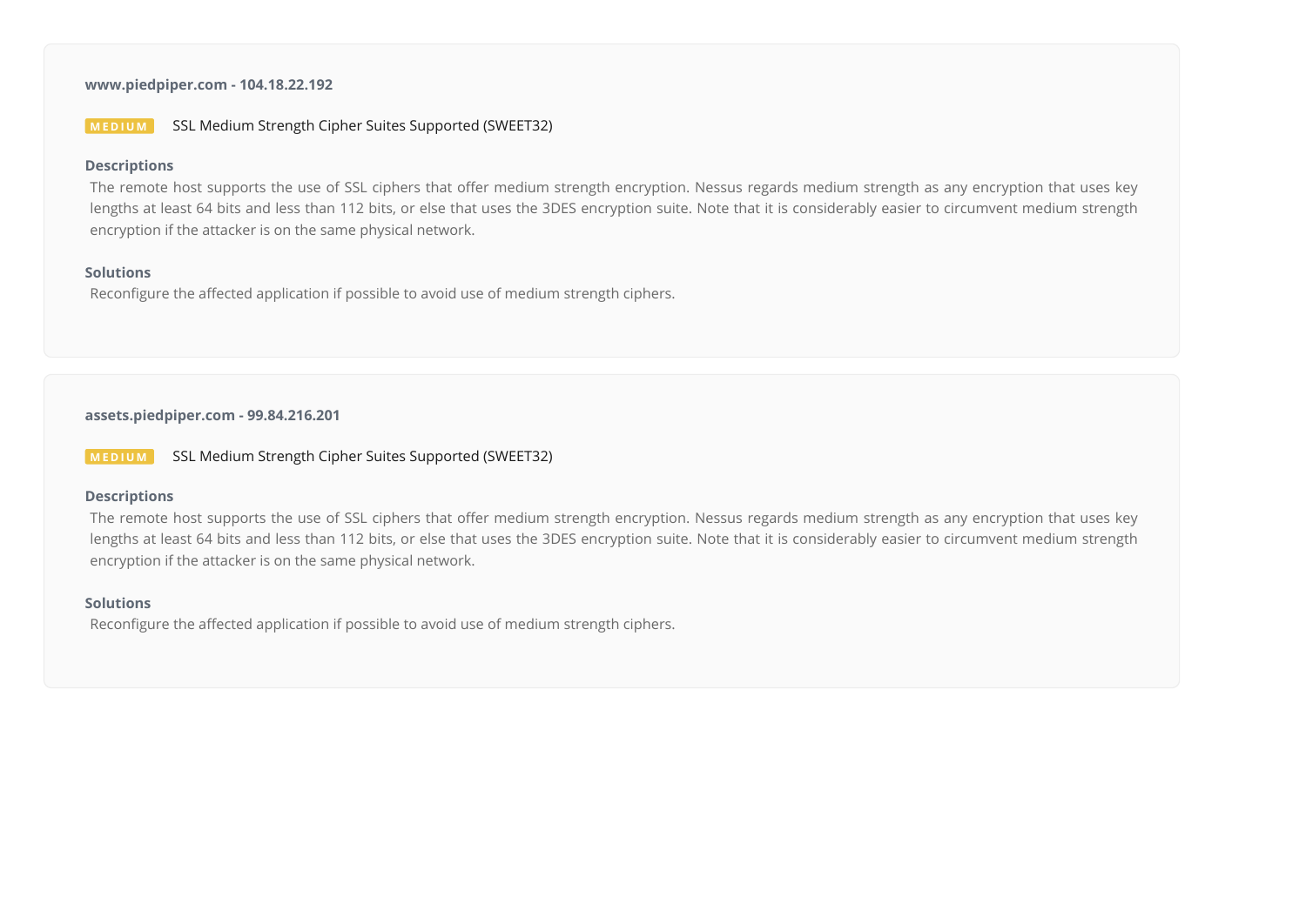**www.piedpiper.com - 104.18.22.192**

**MEDIUM** SSL Medium Strength Cipher Suites Supported (SWEET32)

**Descriptions**

The remote host supports the use of SSL ciphers that offer medium strength encryption. Nessus regards medium strength as any encryption that uses key lengths at least 64 bits and less than 112 bits, or else that uses the 3DES encryption suite. Note that it is considerably easier to circumvent medium strength encryption if the attacker is on the same physical network.

**Solutions**

Reconfigure the affected application if possible to avoid use of medium strength ciphers.

---

**assets.piedpiper.com - 99.84.216.201**

**MEDIUM** SSL Medium Strength Cipher Suites Supported (SWEET32)

**Descriptions**

The remote host supports the use of SSL ciphers that offer medium strength encryption. Nessus regards medium strength as any encryption that uses key lengths at least 64 bits and less than 112 bits, or else that uses the 3DES encryption suite. Note that it is considerably easier to circumvent medium strength encryption if the attacker is on the same physical network.

**Solutions**

Reconfigure the affected application if possible to avoid use of medium strength ciphers.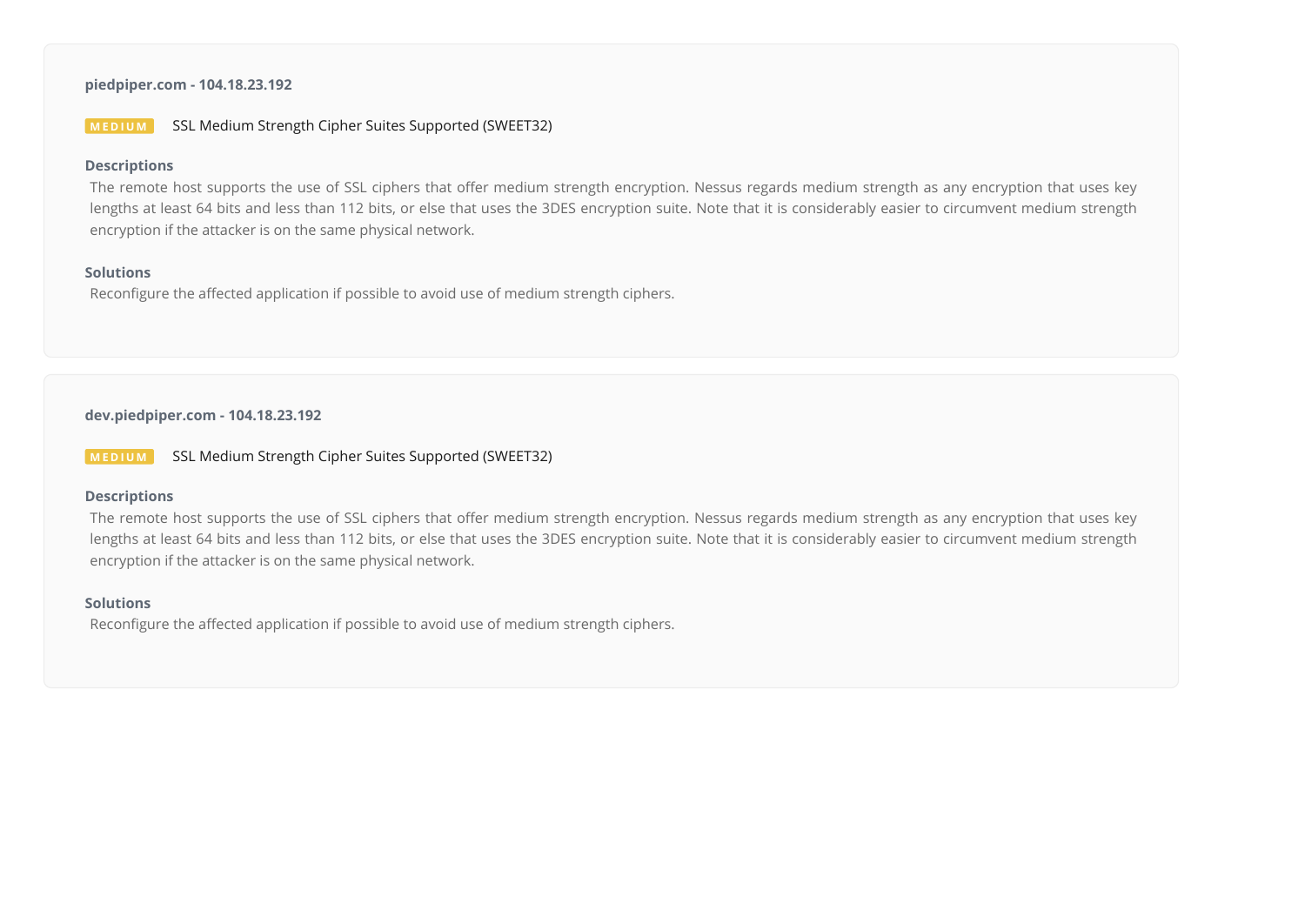### piedpiper.com - 104.18.23.192

**MEDIUM** SSL Medium Strength Cipher Suites Supported (SWEET32)

**Descriptions**

The remote host supports the use of SSL ciphers that offer medium strength encryption. Nessus regards medium strength as any encryption that uses key lengths at least 64 bits and less than 112 bits, or else that uses the 3DES encryption suite. Note that it is considerably easier to circumvent medium strength encryption if the attacker is on the same physical network.

**Solutions**

Reconfigure the affected application if possible to avoid use of medium strength ciphers.

### dev.piedpiper.com - 104.18.23.192

**MEDIUM** SSL Medium Strength Cipher Suites Supported (SWEET32)

**Descriptions**

The remote host supports the use of SSL ciphers that offer medium strength encryption. Nessus regards medium strength as any encryption that uses key lengths at least 64 bits and less than 112 bits, or else that uses the 3DES encryption suite. Note that it is considerably easier to circumvent medium strength encryption if the attacker is on the same physical network.

**Solutions**

Reconfigure the affected application if possible to avoid use of medium strength ciphers.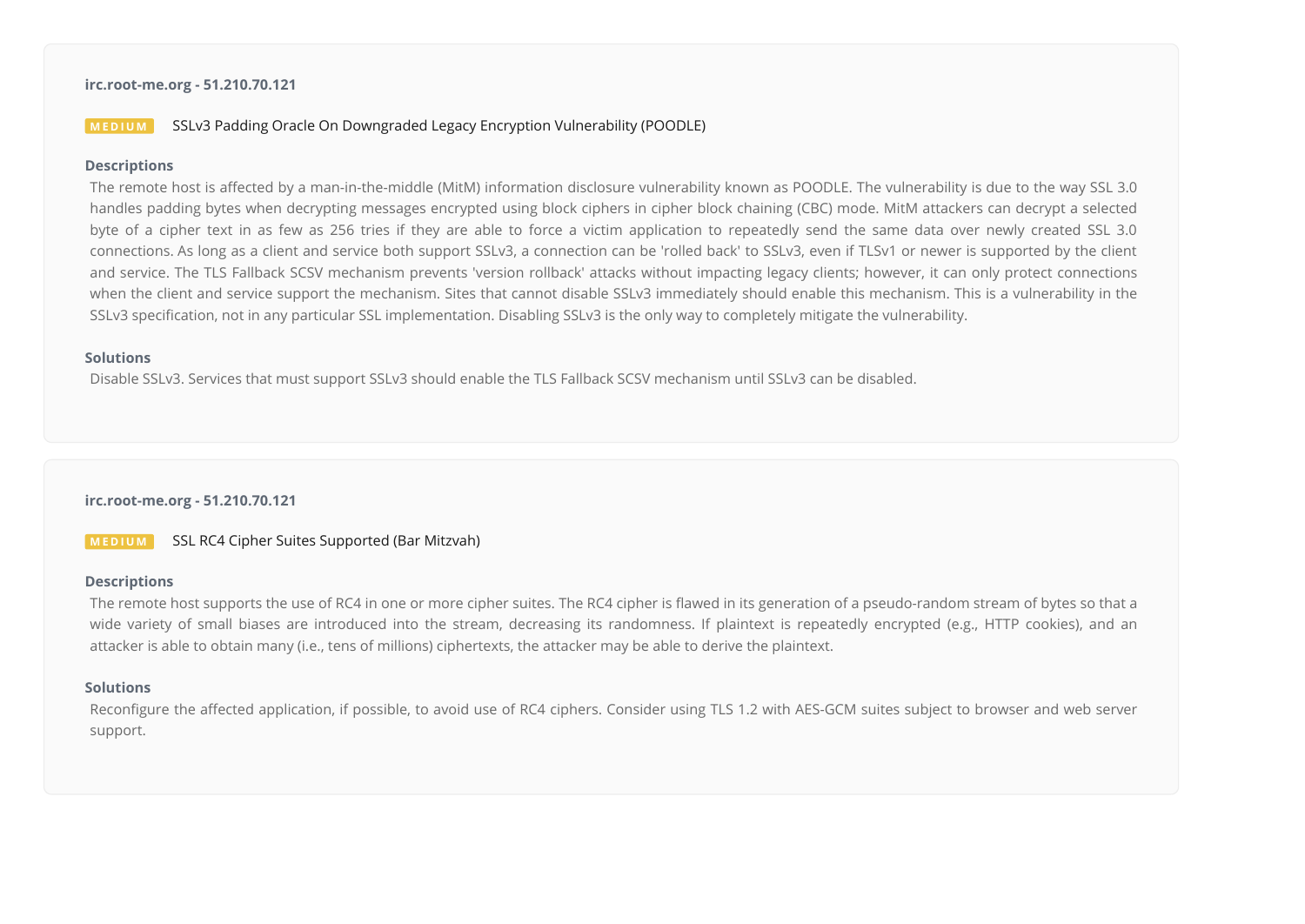**irc.root-me.org - 51.210.70.121**

**MEDIUM** SSLv3 Padding Oracle On Downgraded Legacy Encryption Vulnerability (POODLE)

**Descriptions**

The remote host is affected by a man-in-the-middle (MitM) information disclosure vulnerability known as POODLE. The vulnerability is due to the way SSL 3.0 handles padding bytes when decrypting messages encrypted using block ciphers in cipher block chaining (CBC) mode. MitM attackers can decrypt a selected byte of a cipher text in as few as 256 tries if they are able to force a victim application to repeatedly send the same data over newly created SSL 3.0 connections. As long as a client and service both support SSLv3, a connection can be 'rolled back' to SSLv3, even if TLSv1 or newer is supported by the client and service. The TLS Fallback SCSV mechanism prevents 'version rollback' attacks without impacting legacy clients; however, it can only protect connections when the client and service support the mechanism. Sites that cannot disable SSLv3 immediately should enable this mechanism. This is a vulnerability in the SSLv3 specification, not in any particular SSL implementation. Disabling SSLv3 is the only way to completely mitigate the vulnerability.

**Solutions**

Disable SSLv3. Services that must support SSLv3 should enable the TLS Fallback SCSV mechanism until SSLv3 can be disabled.

**irc.root-me.org - 51.210.70.121**

**MEDIUM** SSL RC4 Cipher Suites Supported (Bar Mitzvah)

**Descriptions**

The remote host supports the use of RC4 in one or more cipher suites. The RC4 cipher is flawed in its generation of a pseudo-random stream of bytes so that a wide variety of small biases are introduced into the stream, decreasing its randomness. If plaintext is repeatedly encrypted (e.g., HTTP cookies), and an attacker is able to obtain many (i.e., tens of millions) ciphertexts, the attacker may be able to derive the plaintext.

**Solutions**

Reconfigure the affected application, if possible, to avoid use of RC4 ciphers. Consider using TLS 1.2 with AES-GCM suites subject to browser and web server support.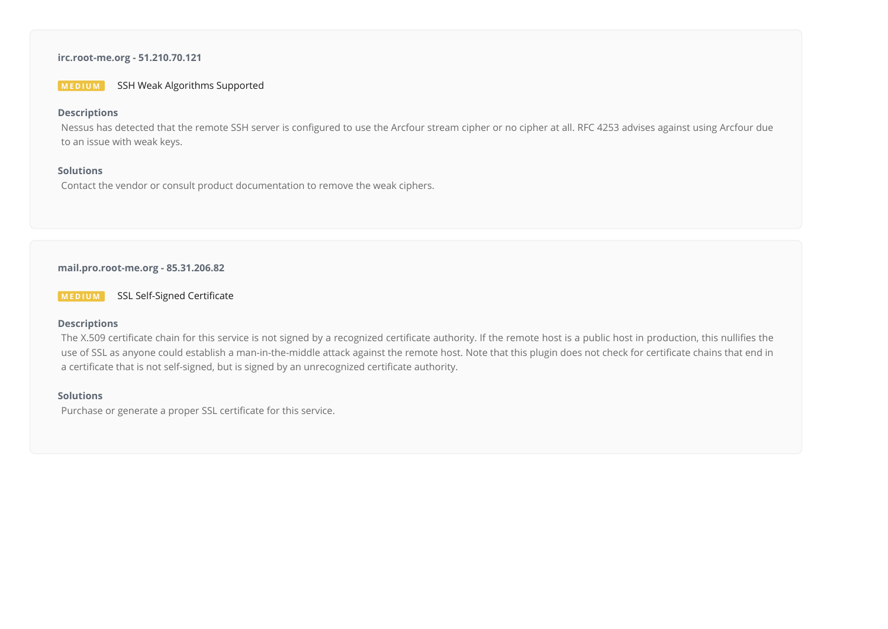**irc.root-me.org - 51.210.70.121**

**MEDIUM** SSH Weak Algorithms Supported

**Descriptions**

Nessus has detected that the remote SSH server is configured to use the Arcfour stream cipher or no cipher at all. RFC 4253 advises against using Arcfour due to an issue with weak keys.

**Solutions**

Contact the vendor or consult product documentation to remove the weak ciphers.

**mail.pro.root-me.org - 85.31.206.82**

**MEDIUM** SSL Self-Signed Certificate

**Descriptions**

The X.509 certificate chain for this service is not signed by a recognized certificate authority. If the remote host is a public host in production, this nullifies the use of SSL as anyone could establish a man-in-the-middle attack against the remote host. Note that this plugin does not check for certificate chains that end in a certificate that is not self-signed, but is signed by an unrecognized certificate authority.

**Solutions**

Purchase or generate a proper SSL certificate for this service.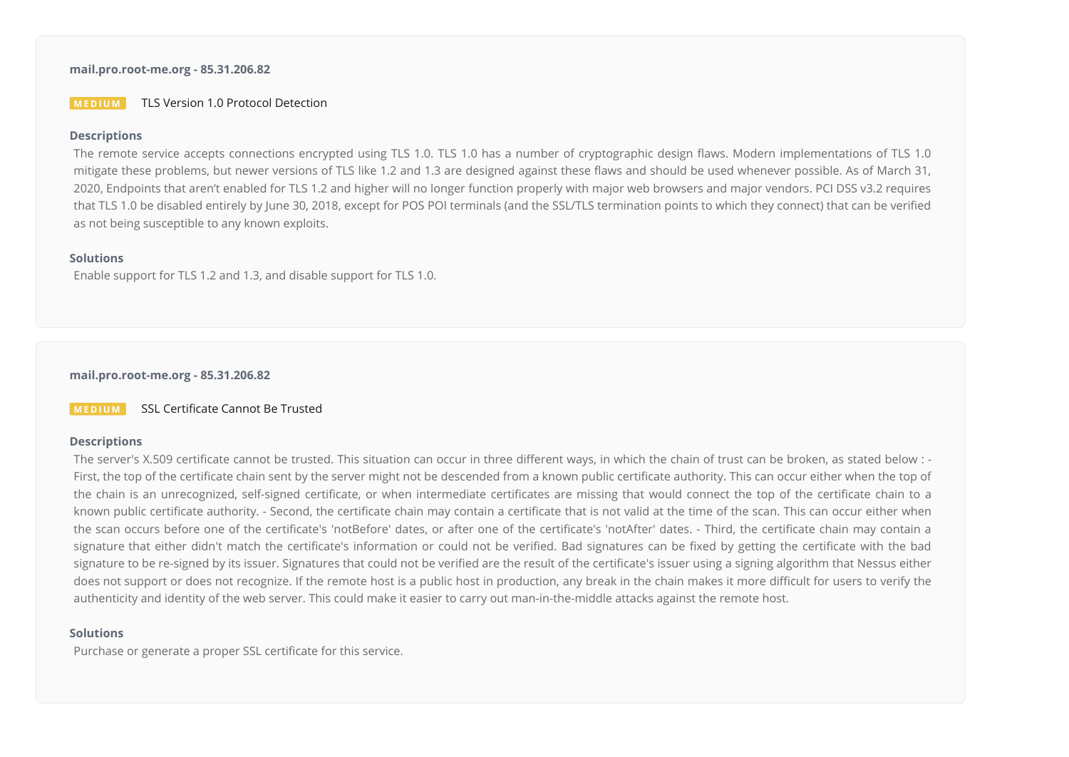**mail.pro.root-me.org - 85.31.206.82**

**MEDIUM** TLS Version 1.0 Protocol Detection

**Descriptions**

The remote service accepts connections encrypted using TLS 1.0. TLS 1.0 has a number of cryptographic design flaws. Modern implementations of TLS 1.0 mitigate these problems, but newer versions of TLS like 1.2 and 1.3 are designed against these flaws and should be used whenever possible. As of March 31, 2020, Endpoints that aren't enabled for TLS 1.2 and higher will no longer function properly with major web browsers and major vendors. PCI DSS v3.2 requires that TLS 1.0 be disabled entirely by June 30, 2018, except for POS POI terminals (and the SSL/TLS termination points to which they connect) that can be verified as not being susceptible to any known exploits.

**Solutions**

Enable support for TLS 1.2 and 1.3, and disable support for TLS 1.0.

**mail.pro.root-me.org - 85.31.206.82**

**MEDIUM** SSL Certificate Cannot Be Trusted

**Descriptions**

The server's X.509 certificate cannot be trusted. This situation can occur in three different ways, in which the chain of trust can be broken, as stated below : - First, the top of the certificate chain sent by the server might not be descended from a known public certificate authority. This can occur either when the top of the chain is an unrecognized, self-signed certificate, or when intermediate certificates are missing that would connect the top of the certificate chain to a known public certificate authority. - Second, the certificate chain may contain a certificate that is not valid at the time of the scan. This can occur either when the scan occurs before one of the certificate's 'notBefore' dates, or after one of the certificate's 'notAfter' dates. - Third, the certificate chain may contain a signature that either didn't match the certificate's information or could not be verified. Bad signatures can be fixed by getting the certificate with the bad signature to be re-signed by its issuer. Signatures that could not be verified are the result of the certificate's issuer using a signing algorithm that Nessus either does not support or does not recognize. If the remote host is a public host in production, any break in the chain makes it more difficult for users to verify the authenticity and identity of the web server. This could make it easier to carry out man-in-the-middle attacks against the remote host.

**Solutions**

Purchase or generate a proper SSL certificate for this service.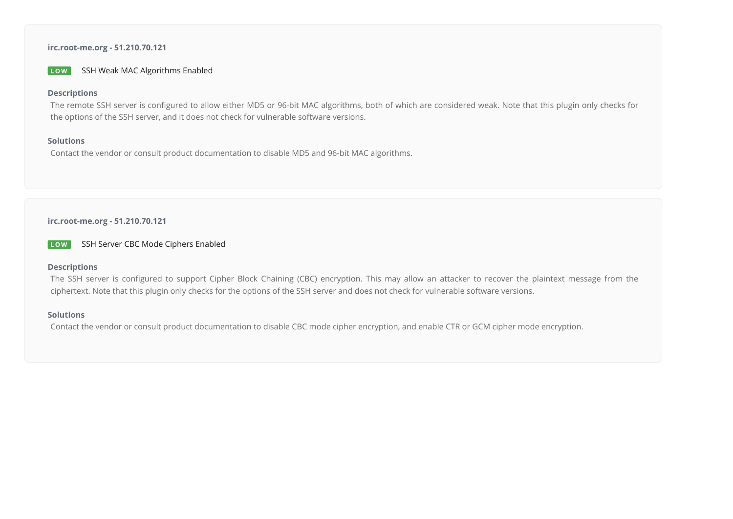**irc.root-me.org - 51.210.70.121**

**LOW** SSH Weak MAC Algorithms Enabled

**Descriptions**

The remote SSH server is configured to allow either MD5 or 96-bit MAC algorithms, both of which are considered weak. Note that this plugin only checks for the options of the SSH server, and it does not check for vulnerable software versions.

**Solutions**

Contact the vendor or consult product documentation to disable MD5 and 96-bit MAC algorithms.

**irc.root-me.org - 51.210.70.121**

**LOW** SSH Server CBC Mode Ciphers Enabled

**Descriptions**

The SSH server is configured to support Cipher Block Chaining (CBC) encryption. This may allow an attacker to recover the plaintext message from the ciphertext. Note that this plugin only checks for the options of the SSH server and does not check for vulnerable software versions.

**Solutions**

Contact the vendor or consult product documentation to disable CBC mode cipher encryption, and enable CTR or GCM cipher mode encryption.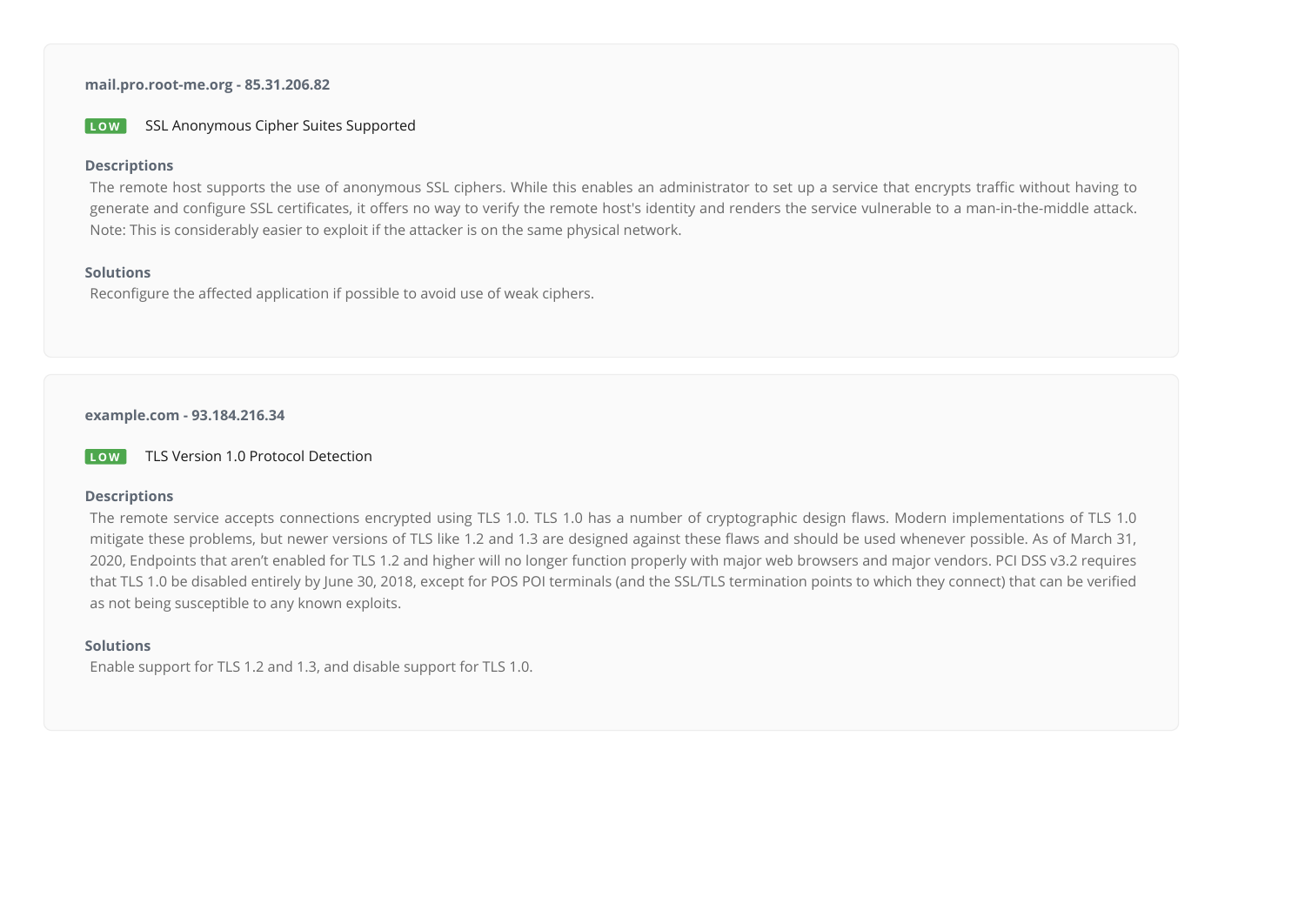**mail.pro.root-me.org - 85.31.206.82**

**LOW** SSL Anonymous Cipher Suites Supported

**Descriptions**

The remote host supports the use of anonymous SSL ciphers. While this enables an administrator to set up a service that encrypts traffic without having to generate and configure SSL certificates, it offers no way to verify the remote host's identity and renders the service vulnerable to a man-in-the-middle attack. Note: This is considerably easier to exploit if the attacker is on the same physical network.

**Solutions**

Reconfigure the affected application if possible to avoid use of weak ciphers.

---

**example.com - 93.184.216.34**

**LOW** TLS Version 1.0 Protocol Detection

**Descriptions**

The remote service accepts connections encrypted using TLS 1.0. TLS 1.0 has a number of cryptographic design flaws. Modern implementations of TLS 1.0 mitigate these problems, but newer versions of TLS like 1.2 and 1.3 are designed against these flaws and should be used whenever possible. As of March 31, 2020, Endpoints that aren't enabled for TLS 1.2 and higher will no longer function properly with major web browsers and major vendors. PCI DSS v3.2 requires that TLS 1.0 be disabled entirely by June 30, 2018, except for POS POI terminals (and the SSL/TLS termination points to which they connect) that can be verified as not being susceptible to any known exploits.

**Solutions**

Enable support for TLS 1.2 and 1.3, and disable support for TLS 1.0.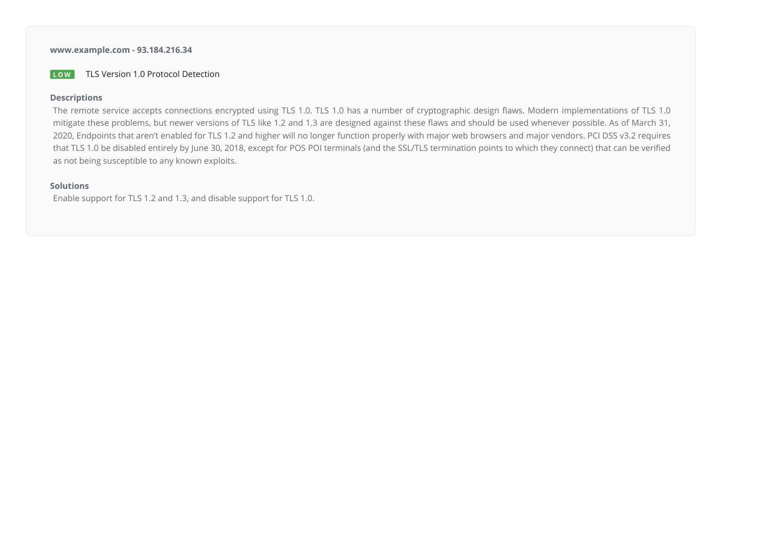**www.example.com - 93.184.216.34**

**LOW** TLS Version 1.0 Protocol Detection

**Descriptions**

The remote service accepts connections encrypted using TLS 1.0. TLS 1.0 has a number of cryptographic design flaws. Modern implementations of TLS 1.0 mitigate these problems, but newer versions of TLS like 1.2 and 1.3 are designed against these flaws and should be used whenever possible. As of March 31, 2020, Endpoints that aren't enabled for TLS 1.2 and higher will no longer function properly with major web browsers and major vendors. PCI DSS v3.2 requires that TLS 1.0 be disabled entirely by June 30, 2018, except for POS POI terminals (and the SSL/TLS termination points to which they connect) that can be verified as not being susceptible to any known exploits.

**Solutions**

Enable support for TLS 1.2 and 1.3, and disable support for TLS 1.0.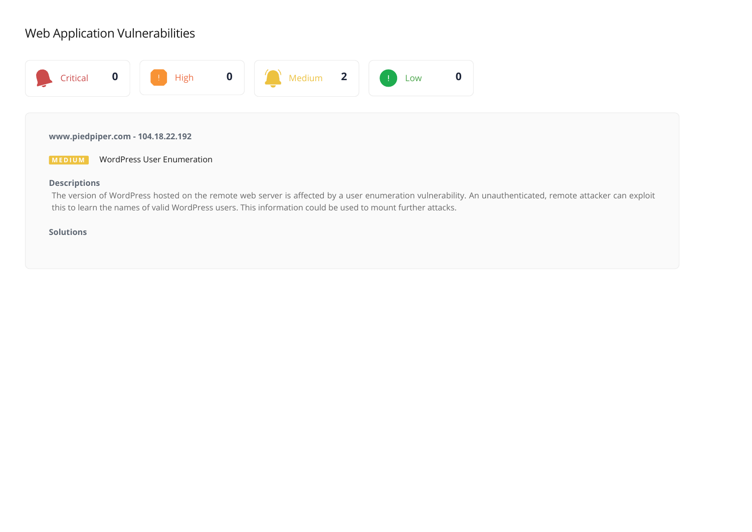# Web Application Vulnerabilities

| Critical | High | Medium | Low |
| --- | --- | --- | --- |
| 0 | 0 | 2 | 0 |

**www.piedpiper.com - 104.18.22.192**

MEDIUM WordPress User Enumeration

**Descriptions**

The version of WordPress hosted on the remote web server is affected by a user enumeration vulnerability. An unauthenticated, remote attacker can exploit this to learn the names of valid WordPress users. This information could be used to mount further attacks.

**Solutions**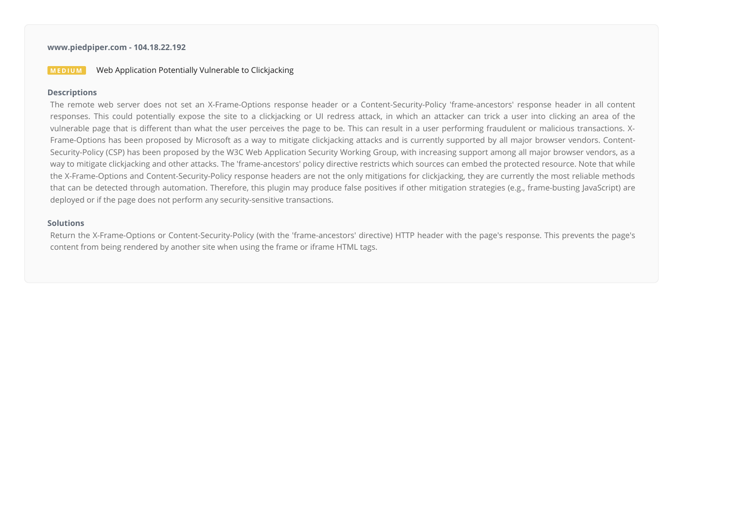**www.piedpiper.com - 104.18.22.192**

**MEDIUM** Web Application Potentially Vulnerable to Clickjacking

**Descriptions**

The remote web server does not set an X-Frame-Options response header or a Content-Security-Policy 'frame-ancestors' response header in all content responses. This could potentially expose the site to a clickjacking or UI redress attack, in which an attacker can trick a user into clicking an area of the vulnerable page that is different than what the user perceives the page to be. This can result in a user performing fraudulent or malicious transactions. X-Frame-Options has been proposed by Microsoft as a way to mitigate clickjacking attacks and is currently supported by all major browser vendors. Content-Security-Policy (CSP) has been proposed by the W3C Web Application Security Working Group, with increasing support among all major browser vendors, as a way to mitigate clickjacking and other attacks. The 'frame-ancestors' policy directive restricts which sources can embed the protected resource. Note that while the X-Frame-Options and Content-Security-Policy response headers are not the only mitigations for clickjacking, they are currently the most reliable methods that can be detected through automation. Therefore, this plugin may produce false positives if other mitigation strategies (e.g., frame-busting JavaScript) are deployed or if the page does not perform any security-sensitive transactions.

**Solutions**

Return the X-Frame-Options or Content-Security-Policy (with the 'frame-ancestors' directive) HTTP header with the page's response. This prevents the page's content from being rendered by another site when using the frame or iframe HTML tags.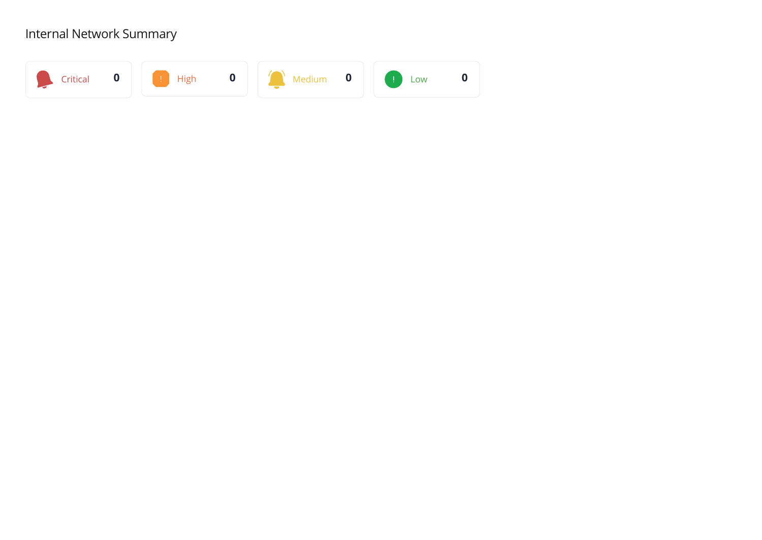## Internal Network Summary

| Critical | High | Medium | Low |
| --- | --- | --- | --- |
| 0 | 0 | 0 | 0 |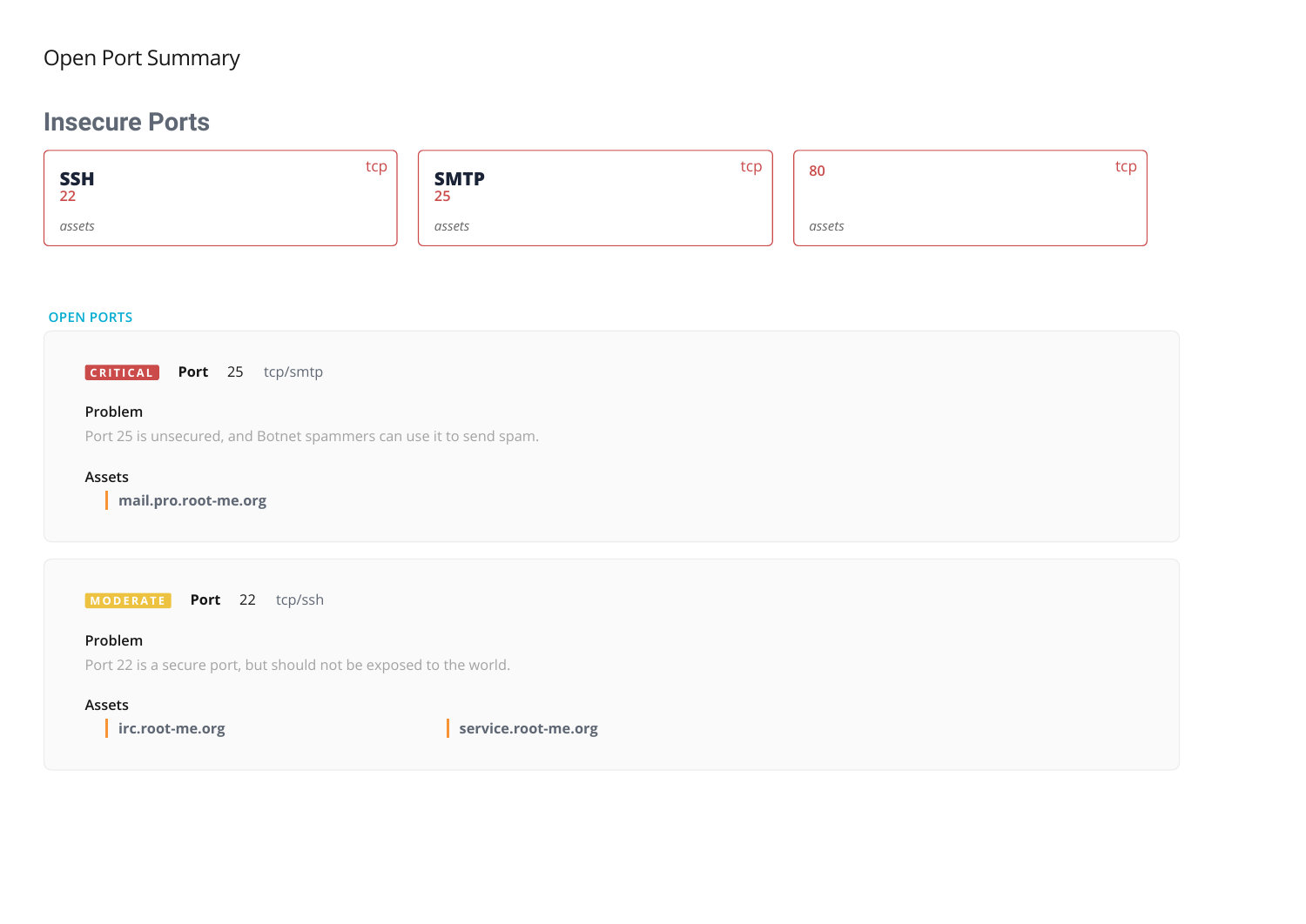Open Port Summary

## Insecure Ports

| | | |
|---|---|---|
| **SSH** 22 tcp *assets* | **SMTP** 25 tcp *assets* | 80 tcp *assets* |

OPEN PORTS

**CRITICAL** **Port** 25 tcp/smtp

**Problem**

Port 25 is unsecured, and Botnet spammers can use it to send spam.

**Assets**

- **mail.pro.root-me.org**

**MODERATE** **Port** 22 tcp/ssh

**Problem**

Port 22 is a secure port, but should not be exposed to the world.

**Assets**

- **irc.root-me.org**
- **service.root-me.org**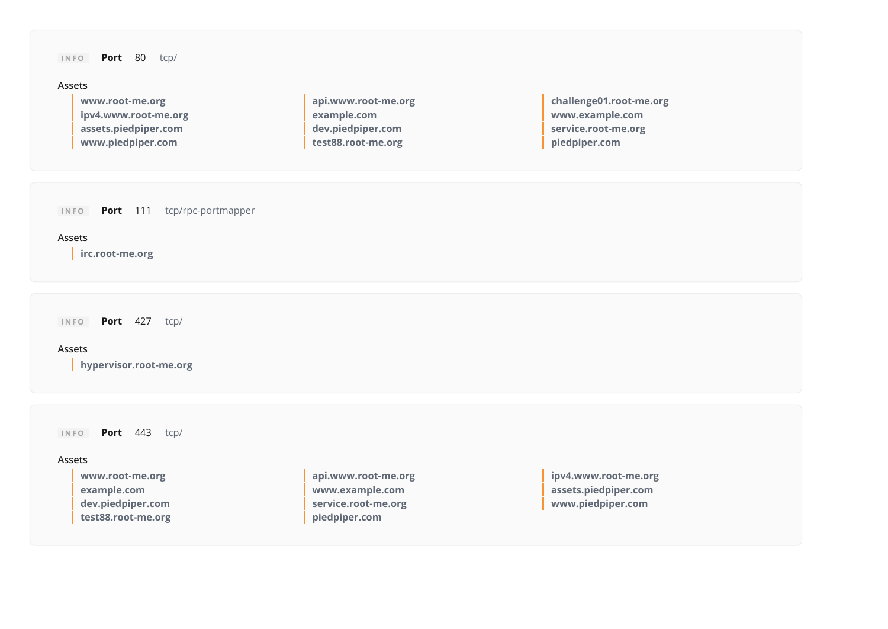INFO **Port** 80 tcp/

Assets

- www.root-me.org
- ipv4.www.root-me.org
- assets.piedpiper.com
- www.piedpiper.com
- api.www.root-me.org
- example.com
- dev.piedpiper.com
- test88.root-me.org
- challenge01.root-me.org
- www.example.com
- service.root-me.org
- piedpiper.com

INFO **Port** 111 tcp/rpc-portmapper

Assets

- irc.root-me.org

INFO **Port** 427 tcp/

Assets

- hypervisor.root-me.org

INFO **Port** 443 tcp/

Assets

- www.root-me.org
- example.com
- dev.piedpiper.com
- test88.root-me.org
- api.www.root-me.org
- www.example.com
- service.root-me.org
- piedpiper.com
- ipv4.www.root-me.org
- assets.piedpiper.com
- www.piedpiper.com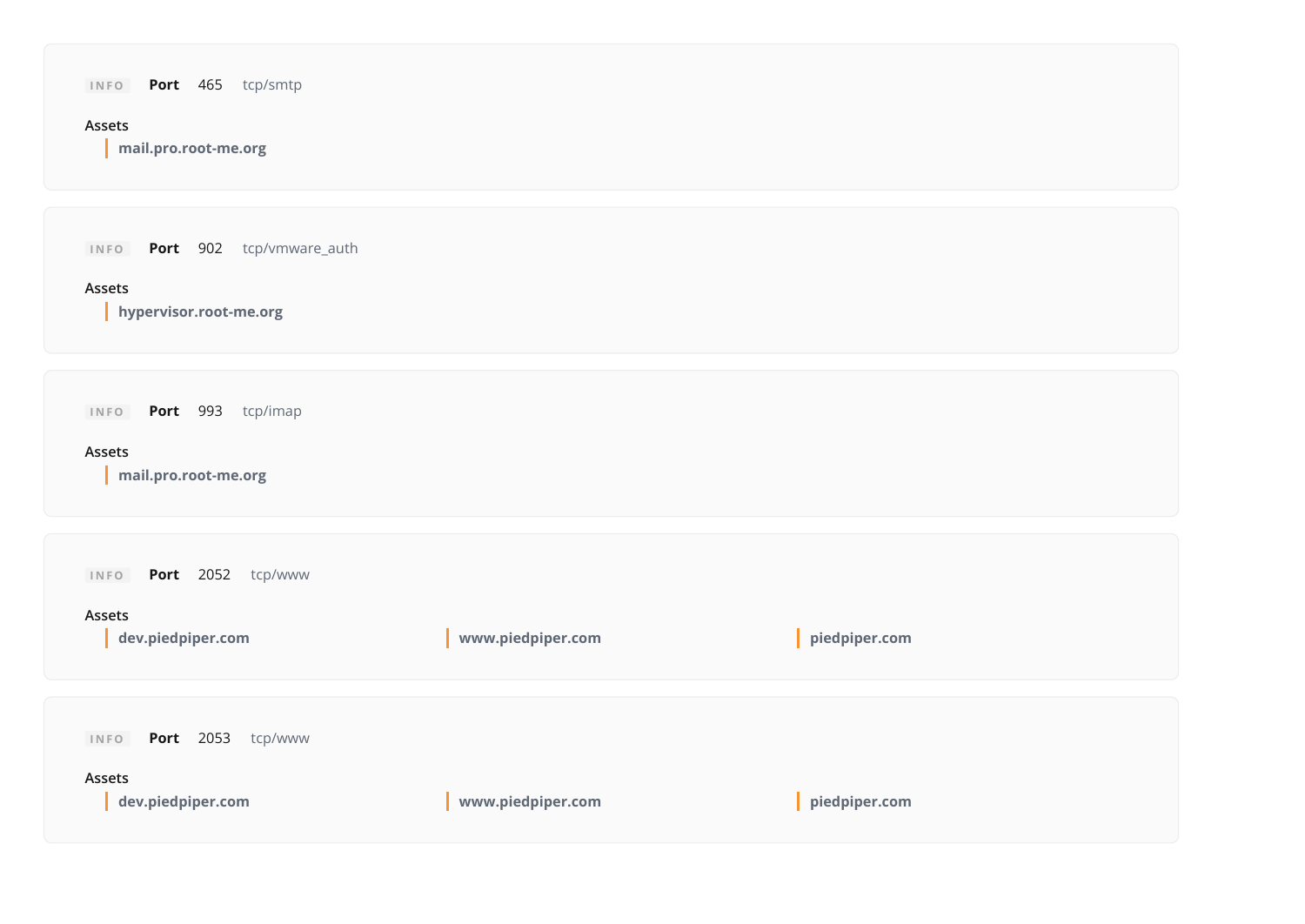INFO **Port** 465 tcp/smtp

Assets

- **mail.pro.root-me.org**

INFO **Port** 902 tcp/vmware_auth

Assets

- **hypervisor.root-me.org**

INFO **Port** 993 tcp/imap

Assets

- **mail.pro.root-me.org**

INFO **Port** 2052 tcp/www

Assets

- **dev.piedpiper.com**
- **www.piedpiper.com**
- **piedpiper.com**

INFO **Port** 2053 tcp/www

Assets

- **dev.piedpiper.com**
- **www.piedpiper.com**
- **piedpiper.com**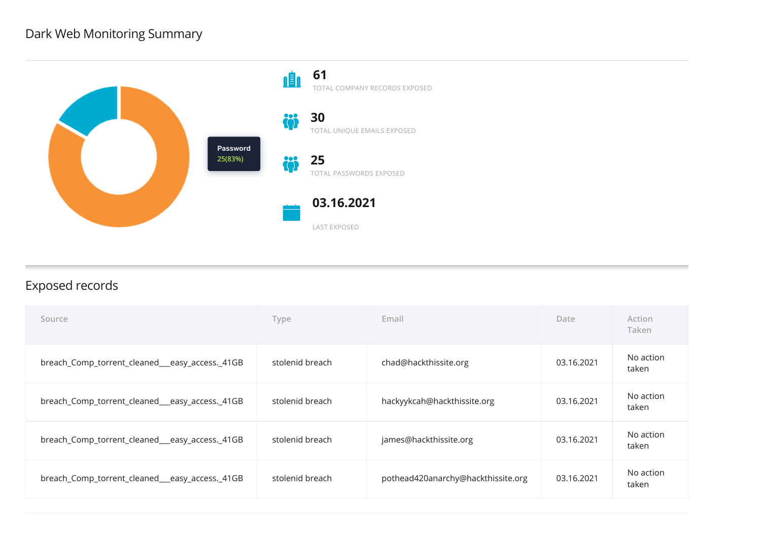## Dark Web Monitoring Summary

Password
25(83%)

**61**
TOTAL COMPANY RECORDS EXPOSED

**30**
TOTAL UNIQUE EMAILS EXPOSED

**25**
TOTAL PASSWORDS EXPOSED

**03.16.2021**
LAST EXPOSED

## Exposed records

| Source | Type | Email | Date | Action Taken |
| --- | --- | --- | --- | --- |
| breach_Comp_torrent_cleaned___easy_access._41GB | stolenid breach | chad@hackthissite.org | 03.16.2021 | No action taken |
| breach_Comp_torrent_cleaned___easy_access._41GB | stolenid breach | hackyykcah@hackthissite.org | 03.16.2021 | No action taken |
| breach_Comp_torrent_cleaned___easy_access._41GB | stolenid breach | james@hackthissite.org | 03.16.2021 | No action taken |
| breach_Comp_torrent_cleaned___easy_access._41GB | stolenid breach | pothead420anarchy@hackthissite.org | 03.16.2021 | No action taken |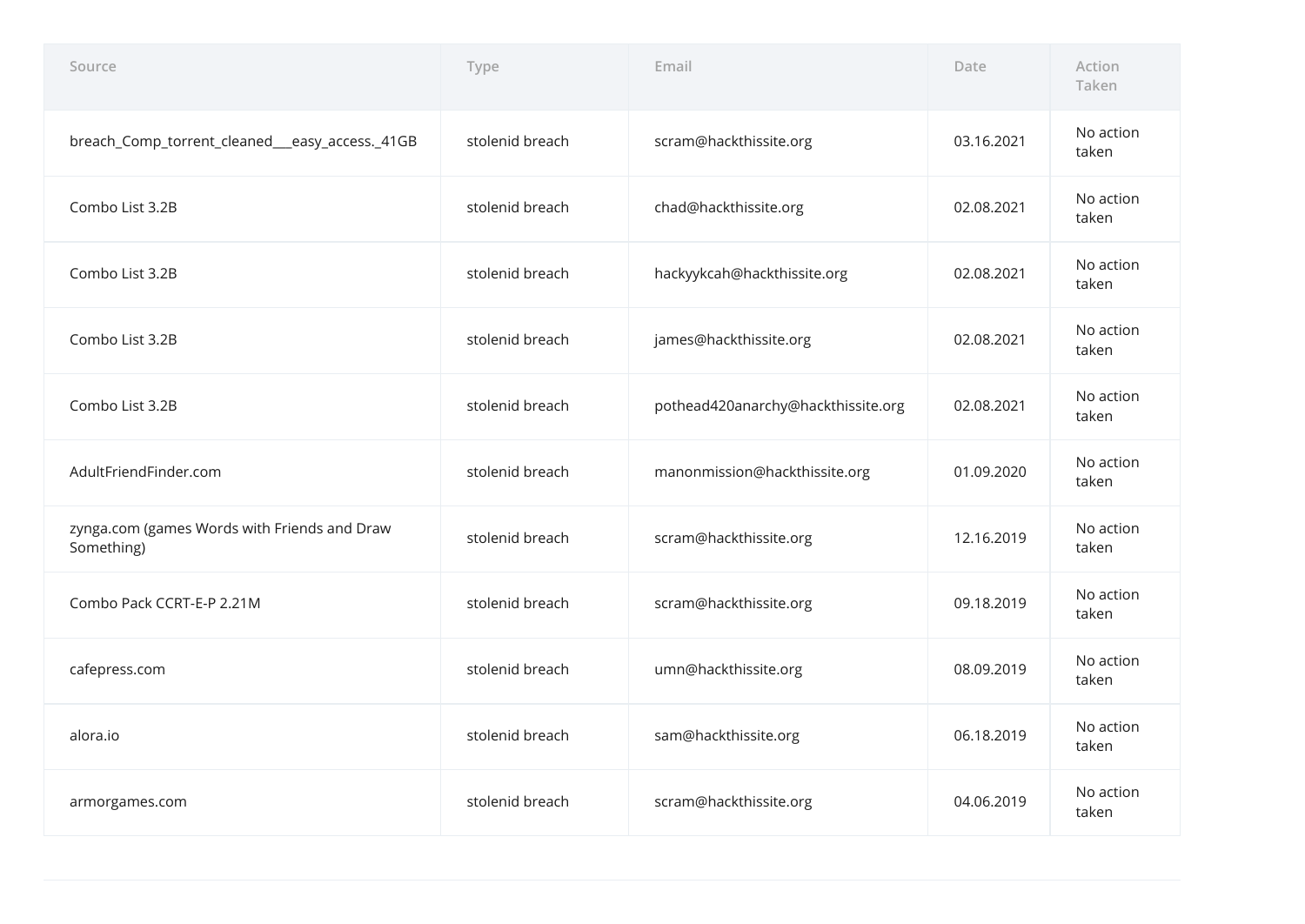| Source | Type | Email | Date | Action Taken |
| --- | --- | --- | --- | --- |
| breach_Comp_torrent_cleaned___easy_access._41GB | stolenid breach | scram@hackthissite.org | 03.16.2021 | No action taken |
| Combo List 3.2B | stolenid breach | chad@hackthissite.org | 02.08.2021 | No action taken |
| Combo List 3.2B | stolenid breach | hackyykcah@hackthissite.org | 02.08.2021 | No action taken |
| Combo List 3.2B | stolenid breach | james@hackthissite.org | 02.08.2021 | No action taken |
| Combo List 3.2B | stolenid breach | pothead420anarchy@hackthissite.org | 02.08.2021 | No action taken |
| AdultFriendFinder.com | stolenid breach | manonmission@hackthissite.org | 01.09.2020 | No action taken |
| zynga.com (games Words with Friends and Draw Something) | stolenid breach | scram@hackthissite.org | 12.16.2019 | No action taken |
| Combo Pack CCRT-E-P 2.21M | stolenid breach | scram@hackthissite.org | 09.18.2019 | No action taken |
| cafepress.com | stolenid breach | umn@hackthissite.org | 08.09.2019 | No action taken |
| alora.io | stolenid breach | sam@hackthissite.org | 06.18.2019 | No action taken |
| armorgames.com | stolenid breach | scram@hackthissite.org | 04.06.2019 | No action taken |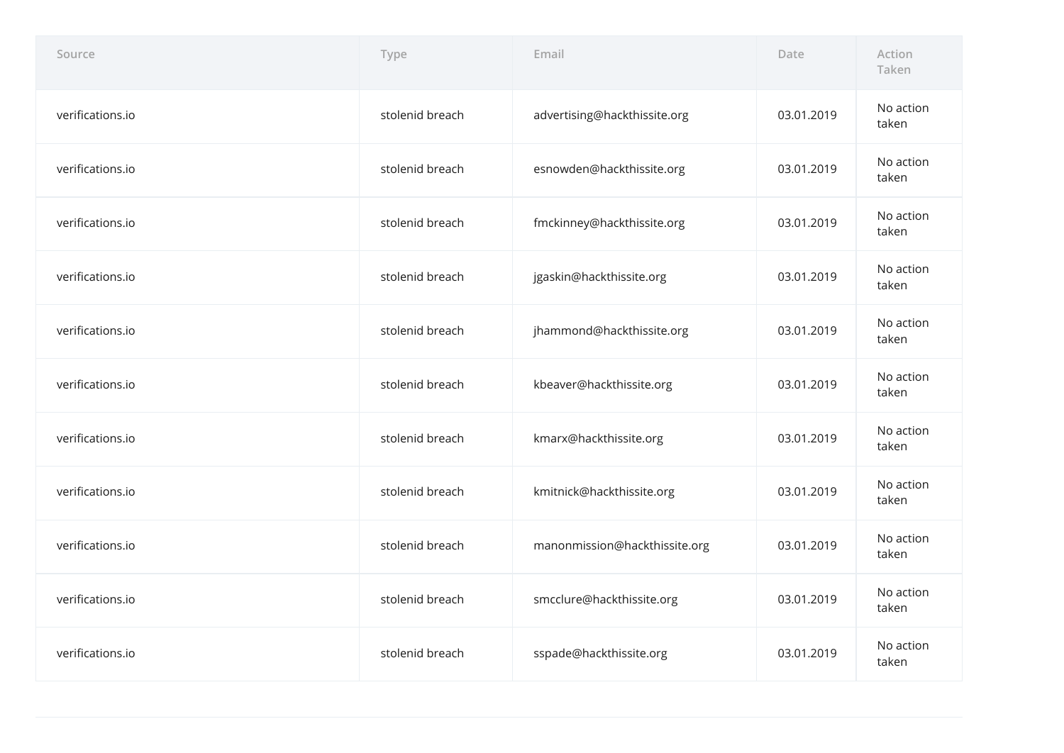| Source | Type | Email | Date | Action Taken |
| --- | --- | --- | --- | --- |
| verifications.io | stolenid breach | advertising@hackthissite.org | 03.01.2019 | No action taken |
| verifications.io | stolenid breach | esnowden@hackthissite.org | 03.01.2019 | No action taken |
| verifications.io | stolenid breach | fmckinney@hackthissite.org | 03.01.2019 | No action taken |
| verifications.io | stolenid breach | jgaskin@hackthissite.org | 03.01.2019 | No action taken |
| verifications.io | stolenid breach | jhammond@hackthissite.org | 03.01.2019 | No action taken |
| verifications.io | stolenid breach | kbeaver@hackthissite.org | 03.01.2019 | No action taken |
| verifications.io | stolenid breach | kmarx@hackthissite.org | 03.01.2019 | No action taken |
| verifications.io | stolenid breach | kmitnick@hackthissite.org | 03.01.2019 | No action taken |
| verifications.io | stolenid breach | manonmission@hackthissite.org | 03.01.2019 | No action taken |
| verifications.io | stolenid breach | smcclure@hackthissite.org | 03.01.2019 | No action taken |
| verifications.io | stolenid breach | sspade@hackthissite.org | 03.01.2019 | No action taken |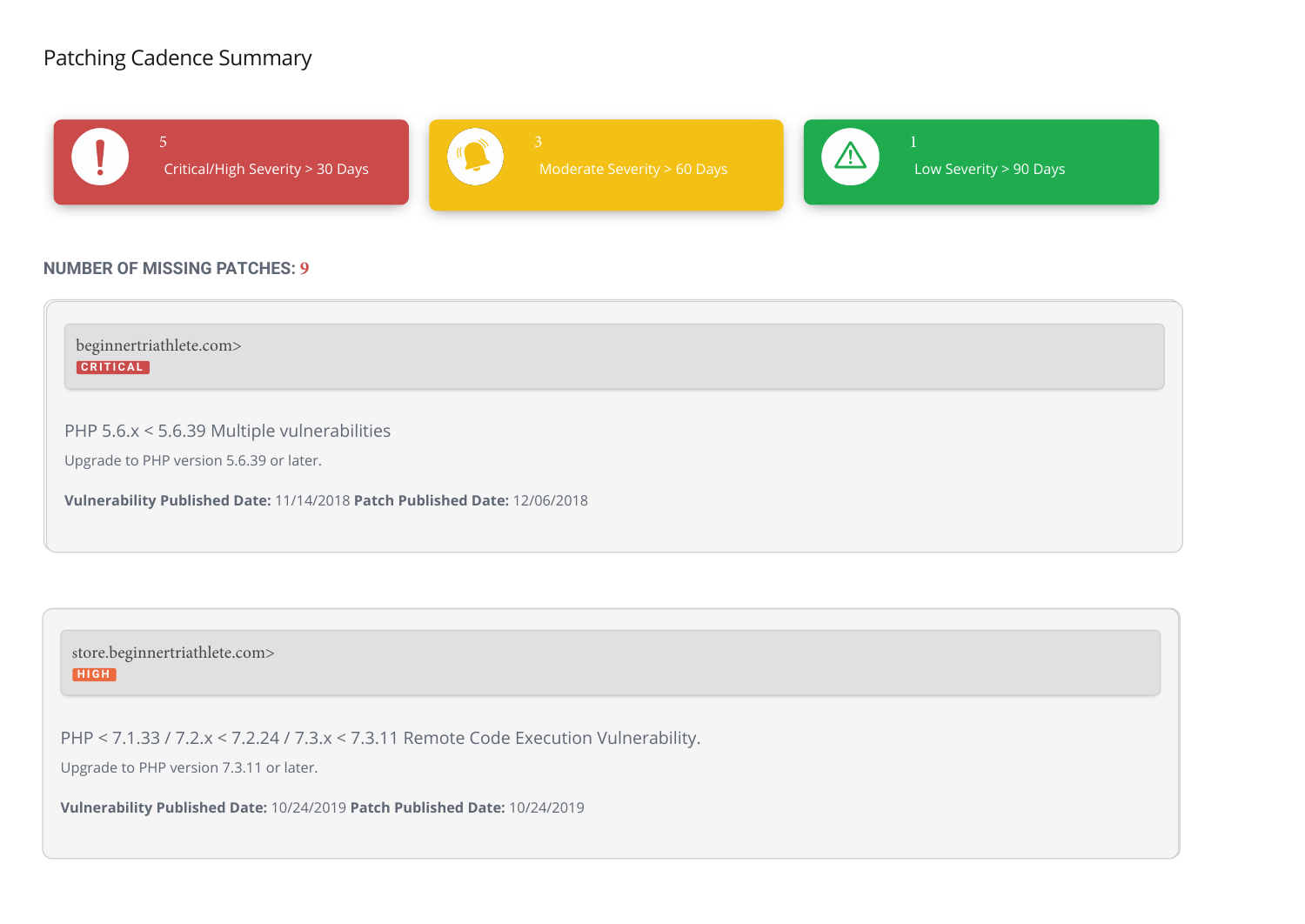## Patching Cadence Summary

5
Critical/High Severity > 30 Days

3
Moderate Severity > 60 Days

1
Low Severity > 90 Days

**NUMBER OF MISSING PATCHES: 9**

beginnertriathlete.com>
CRITICAL

PHP 5.6.x < 5.6.39 Multiple vulnerabilities

Upgrade to PHP version 5.6.39 or later.

**Vulnerability Published Date:** 11/14/2018 **Patch Published Date:** 12/06/2018

store.beginnertriathlete.com>
HIGH

PHP < 7.1.33 / 7.2.x < 7.2.24 / 7.3.x < 7.3.11 Remote Code Execution Vulnerability.

Upgrade to PHP version 7.3.11 or later.

**Vulnerability Published Date:** 10/24/2019 **Patch Published Date:** 10/24/2019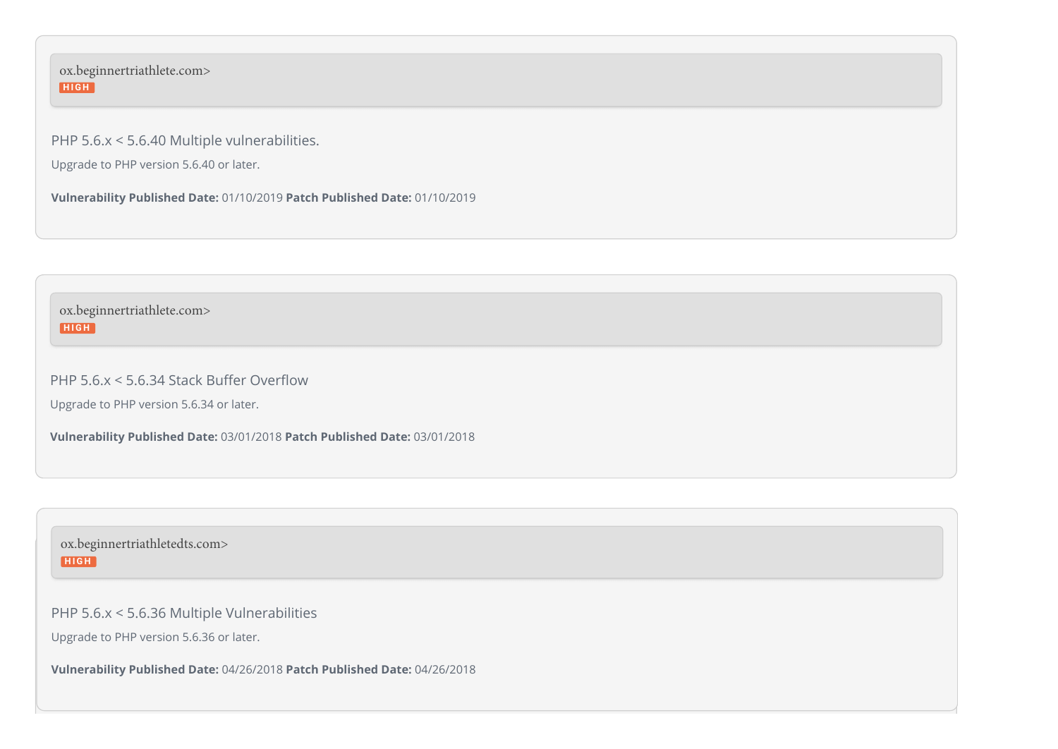ox.beginnertriathlete.com>

HIGH

PHP 5.6.x < 5.6.40 Multiple vulnerabilities.

Upgrade to PHP version 5.6.40 or later.

**Vulnerability Published Date:** 01/10/2019 **Patch Published Date:** 01/10/2019

ox.beginnertriathlete.com>

HIGH

PHP 5.6.x < 5.6.34 Stack Buffer Overflow

Upgrade to PHP version 5.6.34 or later.

**Vulnerability Published Date:** 03/01/2018 **Patch Published Date:** 03/01/2018

ox.beginnertriathletedts.com>

HIGH

PHP 5.6.x < 5.6.36 Multiple Vulnerabilities

Upgrade to PHP version 5.6.36 or later.

**Vulnerability Published Date:** 04/26/2018 **Patch Published Date:** 04/26/2018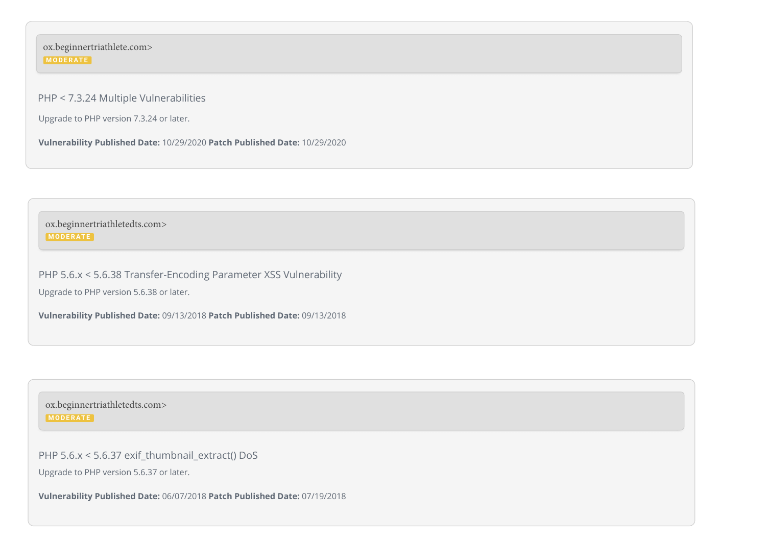ox.beginnertriathlete.com>

MODERATE

PHP < 7.3.24 Multiple Vulnerabilities

Upgrade to PHP version 7.3.24 or later.

**Vulnerability Published Date:** 10/29/2020 **Patch Published Date:** 10/29/2020

ox.beginnertriathletedts.com>

MODERATE

PHP 5.6.x < 5.6.38 Transfer-Encoding Parameter XSS Vulnerability

Upgrade to PHP version 5.6.38 or later.

**Vulnerability Published Date:** 09/13/2018 **Patch Published Date:** 09/13/2018

ox.beginnertriathletedts.com>

MODERATE

PHP 5.6.x < 5.6.37 exif_thumbnail_extract() DoS

Upgrade to PHP version 5.6.37 or later.

**Vulnerability Published Date:** 06/07/2018 **Patch Published Date:** 07/19/2018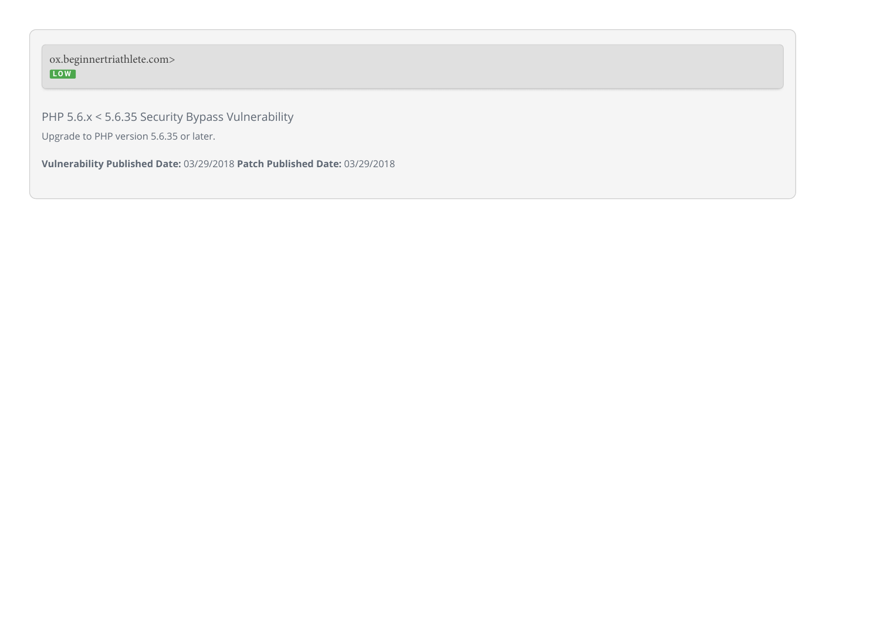ox.beginnertriathlete.com>

LOW

PHP 5.6.x < 5.6.35 Security Bypass Vulnerability

Upgrade to PHP version 5.6.35 or later.

**Vulnerability Published Date:** 03/29/2018 **Patch Published Date:** 03/29/2018